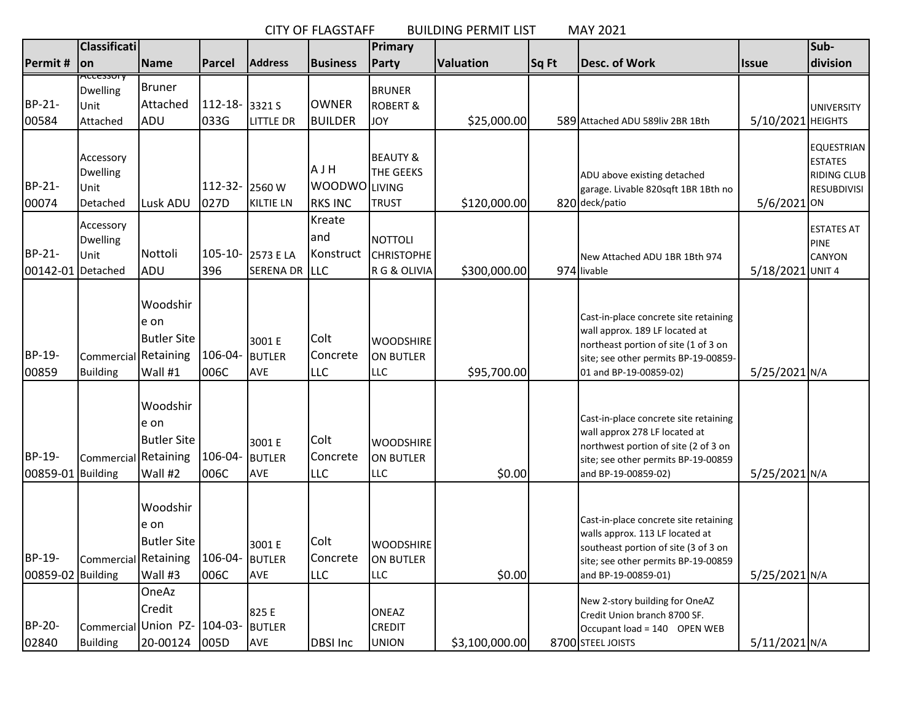CITY OF FLAGSTAFF BUILDING PERMIT LIST MAY 2021

| Permit # | Classification | Name | Parcel | Address | Business | Primary Party | Valuation | Sq Ft | Desc. of Work | Issue | Sub-division |
|---|---|---|---|---|---|---|---|---|---|---|---|
| BP-21-00584 | Accessory Dwelling Unit Attached | Bruner Attached ADU | 112-18-033G | 3321 S LITTLE DR | OWNER BUILDER | BRUNER ROBERT & JOY | $25,000.00 | 589 | Attached ADU 589liv 2BR 1Bth | 5/10/2021 | UNIVERSITY HEIGHTS |
| BP-21-00074 | Accessory Dwelling Unit Detached | Lusk ADU | 112-32-027D | 2560 W KILTIE LN | A J H WOODWORKS INC | BEAUTY & THE GEEKS LIVING TRUST | $120,000.00 | 820 | ADU above existing detached garage. Livable 820sqft 1BR 1Bth no deck/patio | 5/6/2021 | EQUESTRIAN ESTATES RIDING CLUB RESUBDIVISION |
| BP-21-00142-01 | Accessory Dwelling Unit Detached | Nottoli ADU | 105-10-396 | 2573 E LA SERENA DR | Kreate and Konstruct LLC | NOTTOLI CHRISTOPHER G & OLIVIA | $300,000.00 | 974 | New Attached ADU 1BR 1Bth 974 livable | 5/18/2021 | ESTATES AT PINE CANYON UNIT 4 |
| BP-19-00859 | Commercial Building | Woodshire on Butler Site Retaining Wall #1 | 106-04-006C | 3001 E BUTLER AVE | Colt Concrete LLC | WOODSHIRE ON BUTLER LLC | $95,700.00 | | Cast-in-place concrete site retaining wall approx. 189 LF located at northeast portion of site (1 of 3 on site; see other permits BP-19-00859-01 and BP-19-00859-02) | 5/25/2021 | N/A |
| BP-19-00859-01 | Commercial Building | Woodshire on Butler Site Retaining Wall #2 | 106-04-006C | 3001 E BUTLER AVE | Colt Concrete LLC | WOODSHIRE ON BUTLER LLC | $0.00 | | Cast-in-place concrete site retaining wall approx 278 LF located at northwest portion of site (2 of 3 on site; see other permits BP-19-00859 and BP-19-00859-02) | 5/25/2021 | N/A |
| BP-19-00859-02 | Commercial Building | Woodshire on Butler Site Retaining Wall #3 | 106-04-006C | 3001 E BUTLER AVE | Colt Concrete LLC | WOODSHIRE ON BUTLER LLC | $0.00 | | Cast-in-place concrete site retaining walls approx. 113 LF located at southeast portion of site (3 of 3 on site; see other permits BP-19-00859 and BP-19-00859-01) | 5/25/2021 | N/A |
| BP-20-02840 | Commercial Building | OneAz Credit Union PZ-20-00124 | 104-03-005D | 825 E BUTLER AVE | DBSI Inc | ONEAZ CREDIT UNION | $3,100,000.00 | 8700 | New 2-story building for OneAZ Credit Union branch 8700 SF. Occupant load = 140 OPEN WEB STEEL JOISTS | 5/11/2021 | N/A |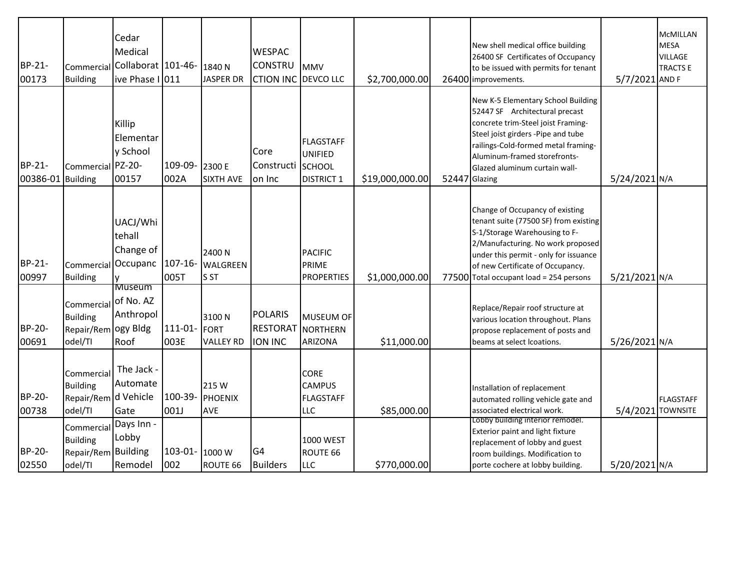| | | | | | | | | | | | |
|---|---|---|---|---|---|---|---|---|---|---|---|
| BP-21-00173 | Commercial Building | Cedar Medical Collaborative Phase I | 101-46-011 | 1840 N JASPER DR | WESPAC CONSTRUCTION INC | MMV DEVCO LLC | $2,700,000.00 | 26400 | New shell medical office building 26400 SF Certificates of Occupancy to be issued with permits for tenant improvements. | 5/7/2021 | McMILLAN MESA VILLAGE TRACTS E AND F |
| BP-21-00386-01 | Commercial Building | Killip Elementary School PZ-20-00157 | 109-09-002A | 2300 E SIXTH AVE | Core Construction Inc | FLAGSTAFF UNIFIED SCHOOL DISTRICT 1 | $19,000,000.00 | 52447 | New K-5 Elementary School Building 52447 SF Architectural precast concrete trim-Steel joist Framing-Steel joist girders -Pipe and tube railings-Cold-formed metal framing-Aluminum-framed storefronts-Glazed aluminum curtain wall-Glazing | 5/24/2021 | N/A |
| BP-21-00997 | Commercial Building | UACJ/Whitehall Change of Occupancy | 107-16-005T | 2400 N WALGREENS ST | | PACIFIC PRIME PROPERTIES | $1,000,000.00 | 77500 | Change of Occupancy of existing tenant suite (77500 SF) from existing S-1/Storage Warehousing to F-2/Manufacturing. No work proposed under this permit - only for issuance of new Certificate of Occupancy. Total occupant load = 254 persons | 5/21/2021 | N/A |
| BP-20-00691 | Commercial Building Repair/Remodel/TI | Museum of No. AZ Anthropology Bldg Roof | 111-01-003E | 3100 N FORT VALLEY RD | POLARIS RESTORATION INC | MUSEUM OF NORTHERN ARIZONA | $11,000.00 | | Replace/Repair roof structure at various location throughout. Plans propose replacement of posts and beams at select lcoations. | 5/26/2021 | N/A |
| BP-20-00738 | Commercial Building Repair/Remodel/TI | The Jack - Automated Vehicle Gate | 100-39-001J | 215 W PHOENIX AVE | | CORE CAMPUS FLAGSTAFF LLC | $85,000.00 | | Installation of replacement automated rolling vehicle gate and associated electrical work. | 5/4/2021 | FLAGSTAFF TOWNSITE |
| BP-20-02550 | Commercial Building Repair/Remodel/TI | Days Inn - Lobby Building Remodel | 103-01-002 | 1000 W ROUTE 66 | G4 Builders | 1000 WEST ROUTE 66 LLC | $770,000.00 | | Lobby building interior remodel. Exterior paint and light fixture replacement of lobby and guest room buildings. Modification to porte cochere at lobby building. | 5/20/2021 | N/A |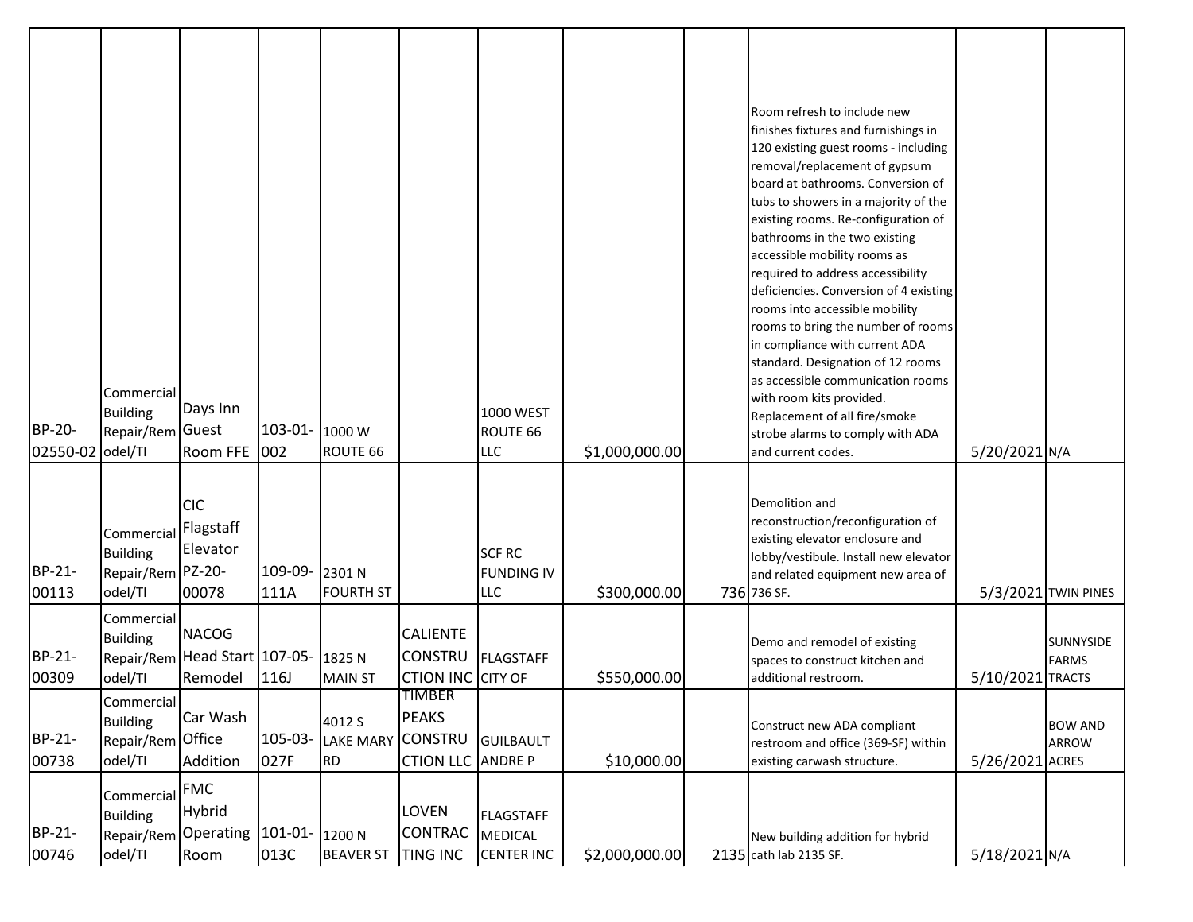| | | | | | | | | | | | |
|---|---|---|---|---|---|---|---|---|---|---|---|
| BP-20-02550-02 | Commercial Building Repair/Remodel/TI | Days Inn Guest Room FFE | 103-01-002 | 1000 W ROUTE 66 | | 1000 WEST ROUTE 66 LLC | $1,000,000.00 | | Room refresh to include new finishes fixtures and furnishings in 120 existing guest rooms - including removal/replacement of gypsum board at bathrooms. Conversion of tubs to showers in a majority of the existing rooms. Re-configuration of bathrooms in the two existing accessible mobility rooms as required to address accessibility deficiencies. Conversion of 4 existing rooms into accessible mobility rooms to bring the number of rooms in compliance with current ADA standard. Designation of 12 rooms as accessible communication rooms with room kits provided. Replacement of all fire/smoke strobe alarms to comply with ADA and current codes. | 5/20/2021 | N/A |
| BP-21-00113 | Commercial Building Repair/Remodel/TI | CIC Flagstaff Elevator PZ-20-00078 | 109-09-111A | 2301 N FOURTH ST | | SCF RC FUNDING IV LLC | $300,000.00 | 736 | Demolition and reconstruction/reconfiguration of existing elevator enclosure and lobby/vestibule. Install new elevator and related equipment new area of 736 SF. | 5/3/2021 | TWIN PINES |
| BP-21-00309 | Commercial Building Repair/Remodel/TI | NACOG Head Start Remodel | 107-05-116J | 1825 N MAIN ST | CALIENTE CONSTRUCTION INC | FLAGSTAFF CITY OF | $550,000.00 | | Demo and remodel of existing spaces to construct kitchen and additional restroom. | 5/10/2021 | SUNNYSIDE FARMS TRACTS |
| BP-21-00738 | Commercial Building Repair/Remodel/TI | Car Wash Office Addition | 105-03-027F | 4012 S LAKE MARY RD | TIMBER PEAKS CONSTRUCTION LLC | GUILBAULT ANDRE P | $10,000.00 | | Construct new ADA compliant restroom and office (369-SF) within existing carwash structure. | 5/26/2021 | BOW AND ARROW ACRES |
| BP-21-00746 | Commercial Building Repair/Remodel/TI | FMC Hybrid Operating Room | 101-01-013C | 1200 N BEAVER ST | LOVEN CONTRACTING INC | FLAGSTAFF MEDICAL CENTER INC | $2,000,000.00 | 2135 | New building addition for hybrid cath lab 2135 SF. | 5/18/2021 | N/A |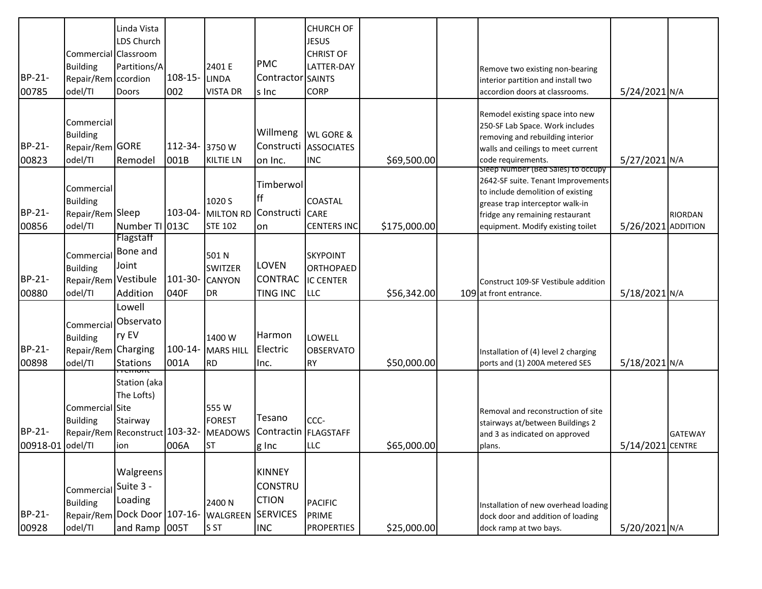| | | | | | | | | | | | |
|---|---|---|---|---|---|---|---|---|---|---|---|
| BP-21-00785 | Commercial Building Repair/Remodel/TI | Linda Vista LDS Church Classroom Partitions/Accordion Doors | 108-15-002 | 2401 E LINDA VISTA DR | PMC Contractors Inc | CHURCH OF JESUS CHRIST OF LATTER-DAY SAINTS CORP | | | Remove two existing non-bearing interior partition and install two accordion doors at classrooms. | 5/24/2021 | N/A |
| BP-21-00823 | Commercial Building Repair/Remodel/TI | GORE Remodel | 112-34-001B | 3750 W KILTIE LN | Willmeng Construction Inc. | WL GORE & ASSOCIATES INC | $69,500.00 | | Remodel existing space into new 250-SF Lab Space. Work includes removing and rebuilding interior walls and ceilings to meet current code requirements. | 5/27/2021 | N/A |
| BP-21-00856 | Commercial Building Repair/Remodel/TI | Sleep Number TI | 103-04-013C | 1020 S MILTON RD STE 102 | Timberwolff Construction | COASTAL CARE CENTERS INC | $175,000.00 | | Sleep Number (Bed Sales) to occupy 2642-SF suite. Tenant Improvements to include demolition of existing grease trap interceptor walk-in fridge any remaining restaurant equipment. Modify existing toilet | 5/26/2021 | RIORDAN ADDITION |
| BP-21-00880 | Commercial Building Repair/Remodel/TI | Flagstaff Bone and Joint Vestibule Addition | 101-30-040F | 501 N SWITZER CANYON DR | LOVEN CONTRACTING INC | SKYPOINT ORTHOPAEDIC CENTER LLC | $56,342.00 | 109 | Construct 109-SF Vestibule addition at front entrance. | 5/18/2021 | N/A |
| BP-21-00898 | Commercial Building Repair/Remodel/TI | Lowell Observatory EV Charging Stations | 100-14-001A | 1400 W MARS HILL RD | Harmon Electric Inc. | LOWELL OBSERVATORY | $50,000.00 | | Installation of (4) level 2 charging ports and (1) 200A metered SES | 5/18/2021 | N/A |
| BP-21-00918-01 | Commercial Building Repair/Remodel/TI | Fremont Station (aka The Lofts) Site Stairway Reconstruction | 103-32-006A | 555 W FOREST MEADOWS ST | Tesano Contracting Inc | CCC-FLAGSTAFF LLC | $65,000.00 | | Removal and reconstruction of site stairways at/between Buildings 2 and 3 as indicated on approved plans. | 5/14/2021 | GATEWAY CENTRE |
| BP-21-00928 | Commercial Building Repair/Remodel/TI | Walgreens Suite 3 - Loading Dock Door and Ramp | 107-16-005T | 2400 N WALGREENS ST | KINNEY CONSTRUCTION SERVICES INC | PACIFIC PRIME PROPERTIES | $25,000.00 | | Installation of new overhead loading dock door and addition of loading dock ramp at two bays. | 5/20/2021 | N/A |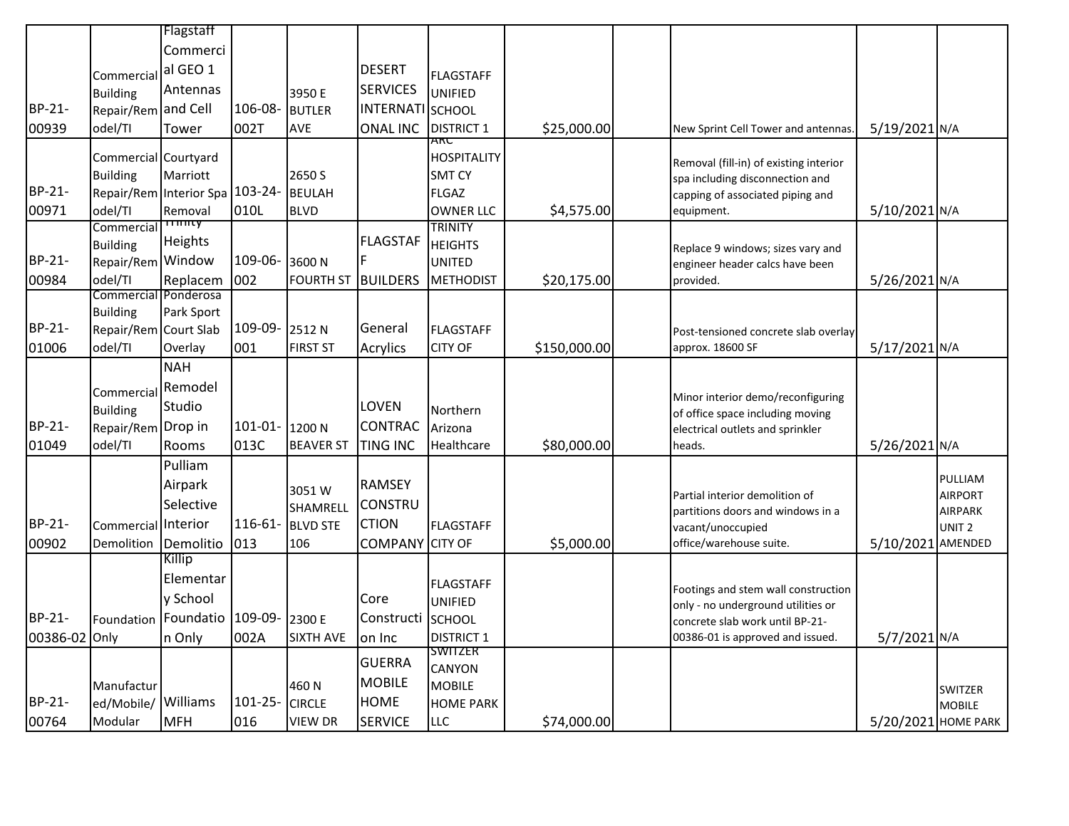| | | | | | | | | | | | |
|---|---|---|---|---|---|---|---|---|---|---|---|
| BP-21-00939 | Commercial Building Repair/Remodel/TI | Flagstaff Commercial GEO 1 Antennas and Cell Tower | 106-08-002T | 3950 E BUTLER AVE | DESERT SERVICES INTERNATIONAL INC | FLAGSTAFF UNIFIED SCHOOL DISTRICT 1 | $25,000.00 | | New Sprint Cell Tower and antennas. | 5/19/2021 | N/A |
| BP-21-00971 | Commercial Building Repair/Remodel/TI | Courtyard Marriott Interior Spa Removal | 103-24-010L | 2650 S BEULAH BLVD | | ARC HOSPITALITY SMT CY FLGAZ OWNER LLC | $4,575.00 | | Removal (fill-in) of existing interior spa including disconnection and capping of associated piping and equipment. | 5/10/2021 | N/A |
| BP-21-00984 | Commercial Building Repair/Remodel/TI | Trinity Heights Window Replacem | 109-06-002 | 3600 N FOURTH ST | FLAGSTAFF BUILDERS | TRINITY HEIGHTS UNITED METHODIST | $20,175.00 | | Replace 9 windows; sizes vary and engineer header calcs have been provided. | 5/26/2021 | N/A |
| BP-21-01006 | Commercial Building Repair/Remodel/TI | Ponderosa Park Sport Court Slab Overlay | 109-09-001 | 2512 N FIRST ST | General Acrylics | FLAGSTAFF CITY OF | $150,000.00 | | Post-tensioned concrete slab overlay approx. 18600 SF | 5/17/2021 | N/A |
| BP-21-01049 | Commercial Building Repair/Remodel/TI | NAH Remodel Studio Drop in Rooms | 101-01-013C | 1200 N BEAVER ST | LOVEN CONTRACTING INC | Northern Arizona Healthcare | $80,000.00 | | Minor interior demo/reconfiguring of office space including moving electrical outlets and sprinkler heads. | 5/26/2021 | N/A |
| BP-21-00902 | Commercial Demolition | Pulliam Airpark Selective Interior Demolitio | 116-61-013 | 3051 W SHAMRELL BLVD STE 106 | RAMSEY CONSTRUCTION COMPANY | FLAGSTAFF CITY OF | $5,000.00 | | Partial interior demolition of partitions doors and windows in a vacant/unoccupied office/warehouse suite. | 5/10/2021 | PULLIAM AIRPORT AIRPARK UNIT 2 AMENDED |
| BP-21-00386-02 | Foundation Only | Killip Elementary School Foundation Only | 109-09-002A | 2300 E SIXTH AVE | Core Construction Inc | FLAGSTAFF UNIFIED SCHOOL DISTRICT 1 | | | Footings and stem wall construction only - no underground utilities or concrete slab work until BP-21-00386-01 is approved and issued. | 5/7/2021 | N/A |
| BP-21-00764 | Manufactured/Mobile/Modular | Williams MFH | 101-25-016 | 460 N CIRCLE VIEW DR | GUERRA MOBILE HOME SERVICE | SWITZER CANYON MOBILE HOME PARK LLC | $74,000.00 | | | 5/20/2021 | SWITZER MOBILE HOME PARK |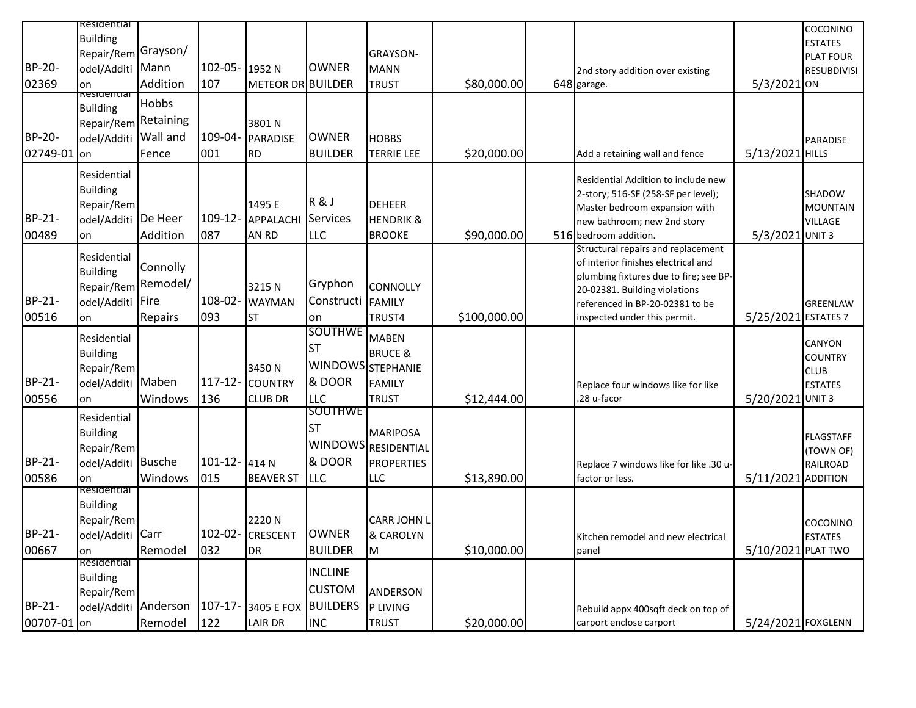| | | | | | | | | | | | |
|---|---|---|---|---|---|---|---|---|---|---|---|
| BP-20-02369 | Residential Building Repair/Remodel/Addition | Grayson/Mann Addition | 102-05-107 | 1952 N METEOR DR | OWNER BUILDER | GRAYSON-MANN TRUST | $80,000.00 | 648 | 2nd story addition over existing garage. | 5/3/2021 | COCONINO ESTATES PLAT FOUR RESUBDIVISION |
| BP-20-02749-01 | Residential Building Repair/Remodel/Addition | Hobbs Retaining Wall and Fence | 109-04-001 | 3801 N PARADISE RD | OWNER BUILDER | HOBBS TERRIE LEE | $20,000.00 | | Add a retaining wall and fence | 5/13/2021 | PARADISE HILLS |
| BP-21-00489 | Residential Building Repair/Remodel/Addition | De Heer Addition | 109-12-087 | 1495 E APPALACHIAN RD | R & J Services LLC | DEHEER HENDRIK & BROOKE | $90,000.00 | 516 | Residential Addition to include new 2-story; 516-SF (258-SF per level); Master bedroom expansion with new bathroom; new 2nd story bedroom addition. | 5/3/2021 | SHADOW MOUNTAIN VILLAGE UNIT 3 |
| BP-21-00516 | Residential Building Repair/Remodel/Addition | Connolly Remodel/Fire Repairs | 108-02-093 | 3215 N WAYMAN ST | Gryphon Construction | CONNOLLY FAMILY TRUST4 | $100,000.00 | | Structural repairs and replacement of interior finishes electrical and plumbing fixtures due to fire; see BP-20-02381. Building violations referenced in BP-20-02381 to be inspected under this permit. | 5/25/2021 | GREENLAW ESTATES 7 |
| BP-21-00556 | Residential Building Repair/Remodel/Addition | Maben Windows | 117-12-136 | 3450 N COUNTRY CLUB DR | SOUTHWEST WINDOWS & DOOR LLC | MABEN BRUCE & STEPHANIE FAMILY TRUST | $12,444.00 | | Replace four windows like for like .28 u-facor | 5/20/2021 | CANYON COUNTRY CLUB ESTATES UNIT 3 |
| BP-21-00586 | Residential Building Repair/Remodel/Addition | Busche Windows | 101-12-015 | 414 N BEAVER ST | SOUTHWEST WINDOWS & DOOR LLC | MARIPOSA RESIDENTIAL PROPERTIES LLC | $13,890.00 | | Replace 7 windows like for like .30 u-factor or less. | 5/11/2021 | FLAGSTAFF (TOWN OF) RAILROAD ADDITION |
| BP-21-00667 | Residential Building Repair/Remodel/Addition | Carr Remodel | 102-02-032 | 2220 N CRESCENT DR | OWNER BUILDER | CARR JOHN L & CAROLYN M | $10,000.00 | | Kitchen remodel and new electrical panel | 5/10/2021 | COCONINO ESTATES PLAT TWO |
| BP-21-00707-01 | Residential Building Repair/Remodel/Addition | Anderson Remodel | 107-17-122 | 3405 E FOX LAIR DR | INCLINE CUSTOM BUILDERS INC | ANDERSON P LIVING TRUST | $20,000.00 | | Rebuild appx 400sqft deck on top of carport enclose carport | 5/24/2021 | FOXGLENN |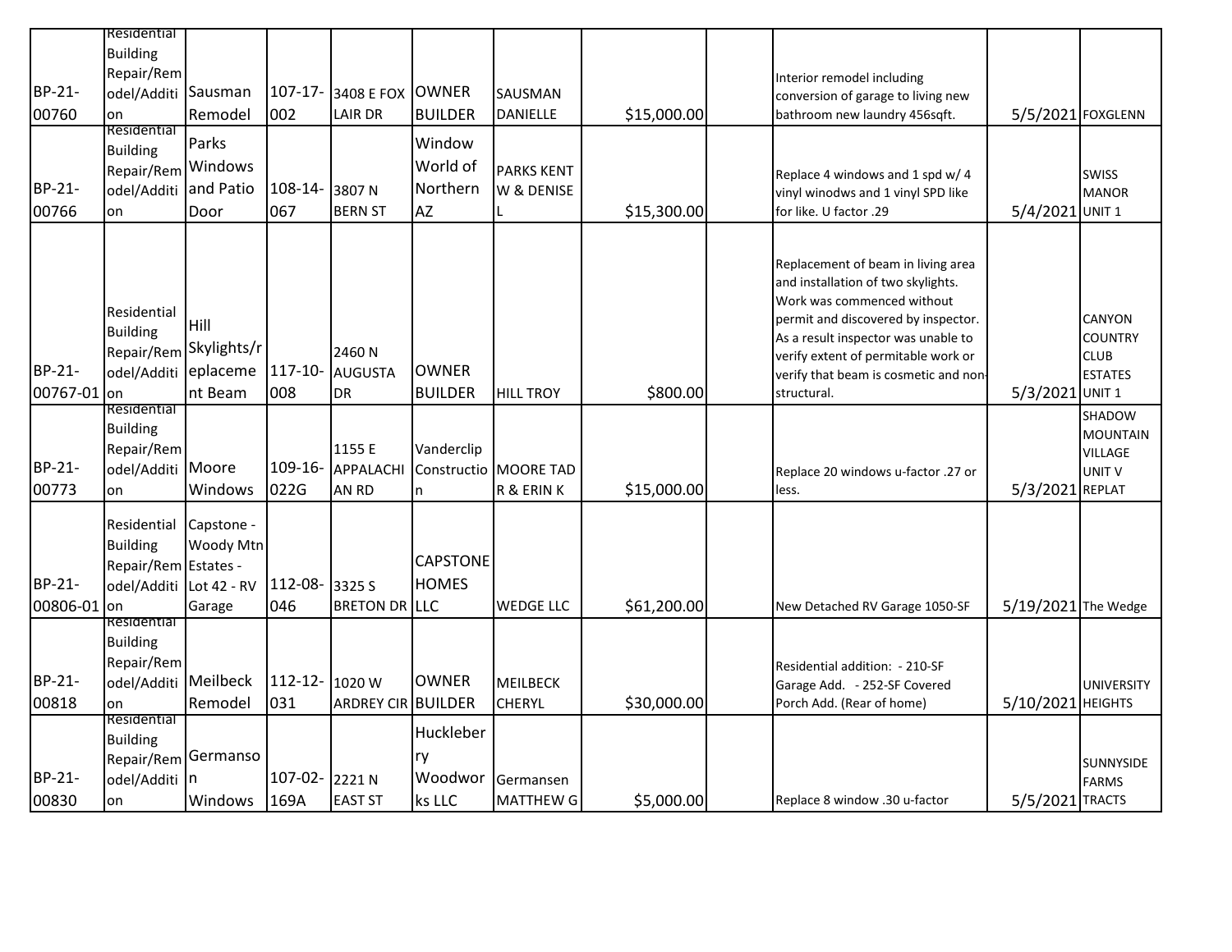| | | | | | | | | | | | | |
|---|---|---|---|---|---|---|---|---|---|---|---|---|
| BP-21-00760 | Residential Building Repair/Remodel/Addition | Sausman Remodel | 107-17-002 | 3408 E FOX LAIR DR | OWNER BUILDER | SAUSMAN DANIELLE | $15,000.00 | | Interior remodel including conversion of garage to living new bathroom new laundry 456sqft. | 5/5/2021 | FOXGLENN |
| BP-21-00766 | Residential Building Repair/Remodel/Addition | Parks Windows and Patio Door | 108-14-067 | 3807 N BERN ST | Window World of Northern AZ | PARKS KENT W & DENISE L | $15,300.00 | | Replace 4 windows and 1 spd w/ 4 vinyl winodws and 1 vinyl SPD like for like. U factor .29 | 5/4/2021 | SWISS MANOR UNIT 1 |
| BP-21-00767-01 | Residential Building Repair/Remodel/Addition | Hill Skylights/replacement Beam | 117-10-008 | 2460 N AUGUSTA DR | OWNER BUILDER | HILL TROY | $800.00 | | Replacement of beam in living area and installation of two skylights. Work was commenced without permit and discovered by inspector. As a result inspector was unable to verify extent of permitable work or verify that beam is cosmetic and non-structural. | 5/3/2021 | CANYON COUNTRY CLUB ESTATES UNIT 1 |
| BP-21-00773 | Residential Building Repair/Remodel/Addition | Moore Windows | 109-16-022G | 1155 E APPALACHIAN RD | Vanderclip Construction | MOORE TAD R & ERIN K | $15,000.00 | | Replace 20 windows u-factor .27 or less. | 5/3/2021 | SHADOW MOUNTAIN VILLAGE UNIT V REPLAT |
| BP-21-00806-01 | Residential Building Repair/Remodel/Addition | Capstone - Woody Mtn Estates - Lot 42 - RV Garage | 112-08-046 | 3325 S BRETON DR | CAPSTONE HOMES LLC | WEDGE LLC | $61,200.00 | | New Detached RV Garage 1050-SF | 5/19/2021 | The Wedge |
| BP-21-00818 | Residential Building Repair/Remodel/Addition | Meilbeck Remodel | 112-12-031 | 1020 W ARDREY CIR | OWNER BUILDER | MEILBECK CHERYL | $30,000.00 | | Residential addition: - 210-SF Garage Add. - 252-SF Covered Porch Add. (Rear of home) | 5/10/2021 | UNIVERSITY HEIGHTS |
| BP-21-00830 | Residential Building Repair/Remodel/Addition | Germanson Windows | 107-02-169A | 2221 N EAST ST | Huckleberry Woodworks LLC | Germansen MATTHEW G | $5,000.00 | | Replace 8 window .30 u-factor | 5/5/2021 | SUNNYSIDE FARMS TRACTS |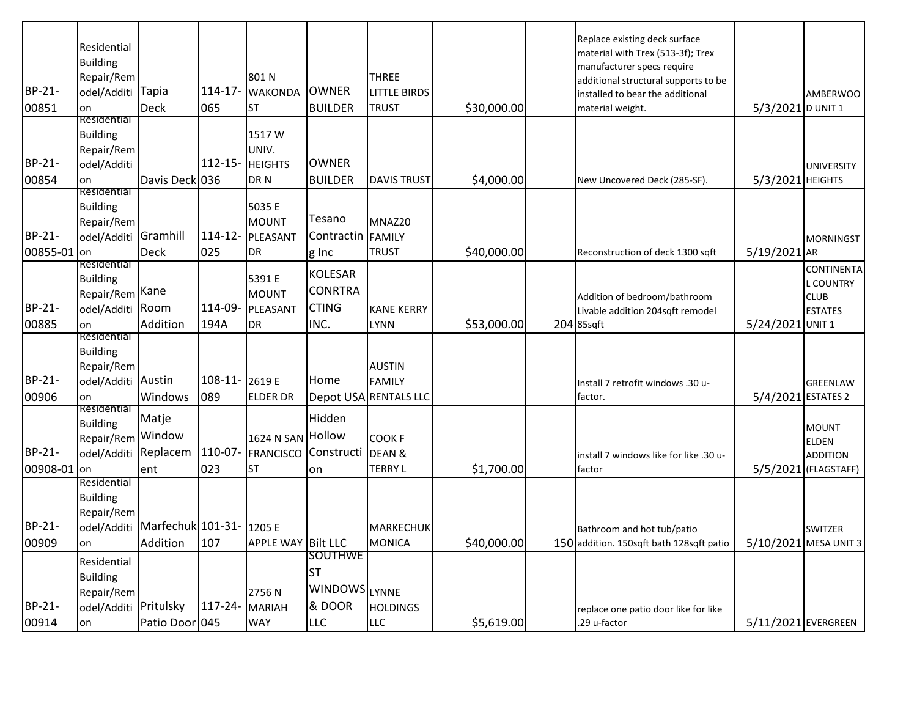| | | | | | | | | | | | |
|---|---|---|---|---|---|---|---|---|---|---|---|
| BP-21-00851 | Residential Building Repair/Remodel/Addition | Tapia Deck | 114-17-065 | 801 N WAKONDA ST | OWNER BUILDER | THREE LITTLE BIRDS TRUST | $30,000.00 | | Replace existing deck surface material with Trex (513-3f); Trex manufacturer specs require additional structural supports to be installed to bear the additional material weight. | 5/3/2021 | AMBERWOOD UNIT 1 |
| BP-21-00854 | Residential Building Repair/Remodel/Addition | Davis Deck | 112-15-036 | 1517 W UNIV. HEIGHTS DR N | OWNER BUILDER | DAVIS TRUST | $4,000.00 | | New Uncovered Deck (285-SF). | 5/3/2021 | UNIVERSITY HEIGHTS |
| BP-21-00855-01 | Residential Building Repair/Remodel/Addition | Gramhill Deck | 114-12-025 | 5035 E MOUNT PLEASANT DR | Tesano Contracting Inc | MNAZ20 FAMILY TRUST | $40,000.00 | | Reconstruction of deck 1300 sqft | 5/19/2021 | MORNINGSTAR |
| BP-21-00885 | Residential Building Repair/Remodel/Addition | Kane Room Addition | 114-09-194A | 5391 E MOUNT PLEASANT DR | KOLESAR CONRTRACTING INC. | KANE KERRY LYNN | $53,000.00 | 204 | Addition of bedroom/bathroom Livable addition 204sqft remodel 85sqft | 5/24/2021 | CONTINENTAL COUNTRY CLUB ESTATES UNIT 1 |
| BP-21-00906 | Residential Building Repair/Remodel/Addition | Austin Windows | 108-11-089 | 2619 E ELDER DR | Home Depot USA | AUSTIN FAMILY RENTALS LLC | | | Install 7 retrofit windows .30 u-factor. | 5/4/2021 | GREENLAW ESTATES 2 |
| BP-21-00908-01 | Residential Building Repair/Remodel/Addition | Matje Window Replacement | 110-07-023 | 1624 N SAN FRANCISCO ST | Hidden Hollow Construction | COOK F DEAN & TERRY L | $1,700.00 | | install 7 windows like for like .30 u-factor | 5/5/2021 | MOUNT ELDEN ADDITION (FLAGSTAFF) |
| BP-21-00909 | Residential Building Repair/Remodel/Addition | Marfechuk Addition | 101-31-107 | 1205 E APPLE WAY | Bilt LLC | MARKECHUK MONICA | $40,000.00 | 150 | Bathroom and hot tub/patio addition. 150sqft bath 128sqft patio | 5/10/2021 | SWITZER MESA UNIT 3 |
| BP-21-00914 | Residential Building Repair/Remodel/Addition | Pritulsky Patio Door | 117-24-045 | 2756 N MARIAH WAY | SOUTHWEST WINDOWS & DOOR LLC | LYNNE HOLDINGS LLC | $5,619.00 | | replace one patio door like for like .29 u-factor | 5/11/2021 | EVERGREEN |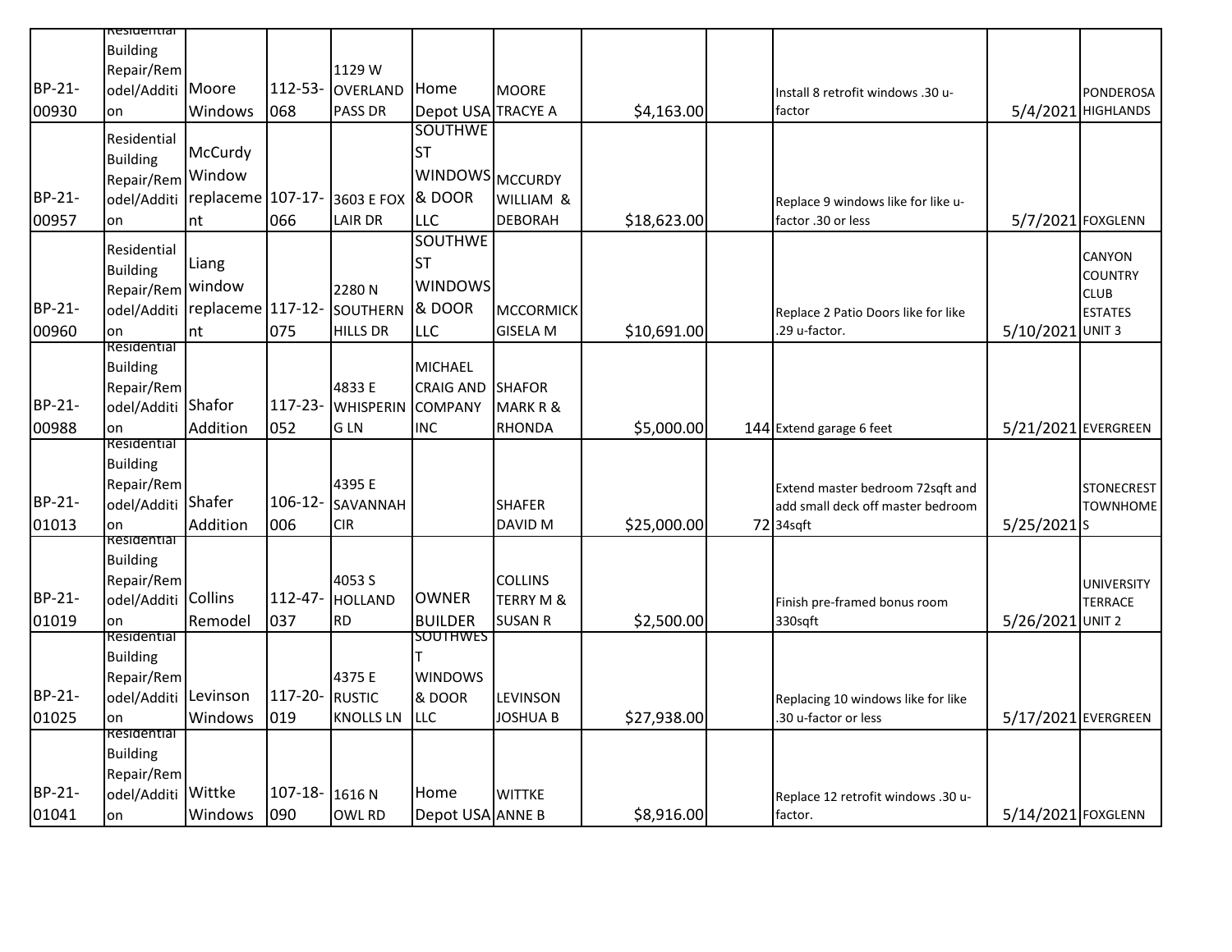| | | | | | | | | | | | | |
|---|---|---|---|---|---|---|---|---|---|---|---|---|
| BP-21-00930 | Residential Building Repair/Remodel/Addition | Moore Windows | 112-53-068 | 1129 W OVERLAND PASS DR | Home Depot USA | MOORE TRACYE A | $4,163.00 | | Install 8 retrofit windows .30 u-factor | 5/4/2021 | PONDEROSA HIGHLANDS |
| BP-21-00957 | Residential Building Repair/Remodel/Addition | McCurdy Window replacement | 107-17-066 | 3603 E FOX LAIR DR | SOUTHWEST WINDOWS & DOOR LLC | MCCURDY WILLIAM & DEBORAH | $18,623.00 | | Replace 9 windows like for like u-factor .30 or less | 5/7/2021 | FOXGLENN |
| BP-21-00960 | Residential Building Repair/Remodel/Addition | Liang window replacement | 117-12-075 | 2280 N SOUTHERN HILLS DR | SOUTHWEST WINDOWS & DOOR LLC | MCCORMICK GISELA M | $10,691.00 | | Replace 2 Patio Doors like for like .29 u-factor. | 5/10/2021 | CANYON COUNTRY CLUB ESTATES UNIT 3 |
| BP-21-00988 | Residential Building Repair/Remodel/Addition | Shafor Addition | 117-23-052 | 4833 E WHISPERING LN | MICHAEL CRAIG AND COMPANY INC | SHAFOR MARK R & RHONDA | $5,000.00 | 144 | Extend garage 6 feet | 5/21/2021 | EVERGREEN |
| BP-21-01013 | Residential Building Repair/Remodel/Addition | Shafer Addition | 106-12-006 | 4395 E SAVANNAH CIR | | SHAFER DAVID M | $25,000.00 | 72 | Extend master bedroom 72sqft and add small deck off master bedroom 34sqft | 5/25/2021 | STONECREST TOWNHOMES |
| BP-21-01019 | Residential Building Repair/Remodel/Addition | Collins Remodel | 112-47-037 | 4053 S HOLLAND RD | OWNER BUILDER | COLLINS TERRY M & SUSAN R | $2,500.00 | | Finish pre-framed bonus room 330sqft | 5/26/2021 | UNIVERSITY TERRACE UNIT 2 |
| BP-21-01025 | Residential Building Repair/Remodel/Addition | Levinson Windows | 117-20-019 | 4375 E RUSTIC KNOLLS LN | SOUTHWEST WINDOWS & DOOR LLC | LEVINSON JOSHUA B | $27,938.00 | | Replacing 10 windows like for like .30 u-factor or less | 5/17/2021 | EVERGREEN |
| BP-21-01041 | Residential Building Repair/Remodel/Addition | Wittke Windows | 107-18-090 | 1616 N OWL RD | Home Depot USA | WITTKE ANNE B | $8,916.00 | | Replace 12 retrofit windows .30 u-factor. | 5/14/2021 | FOXGLENN |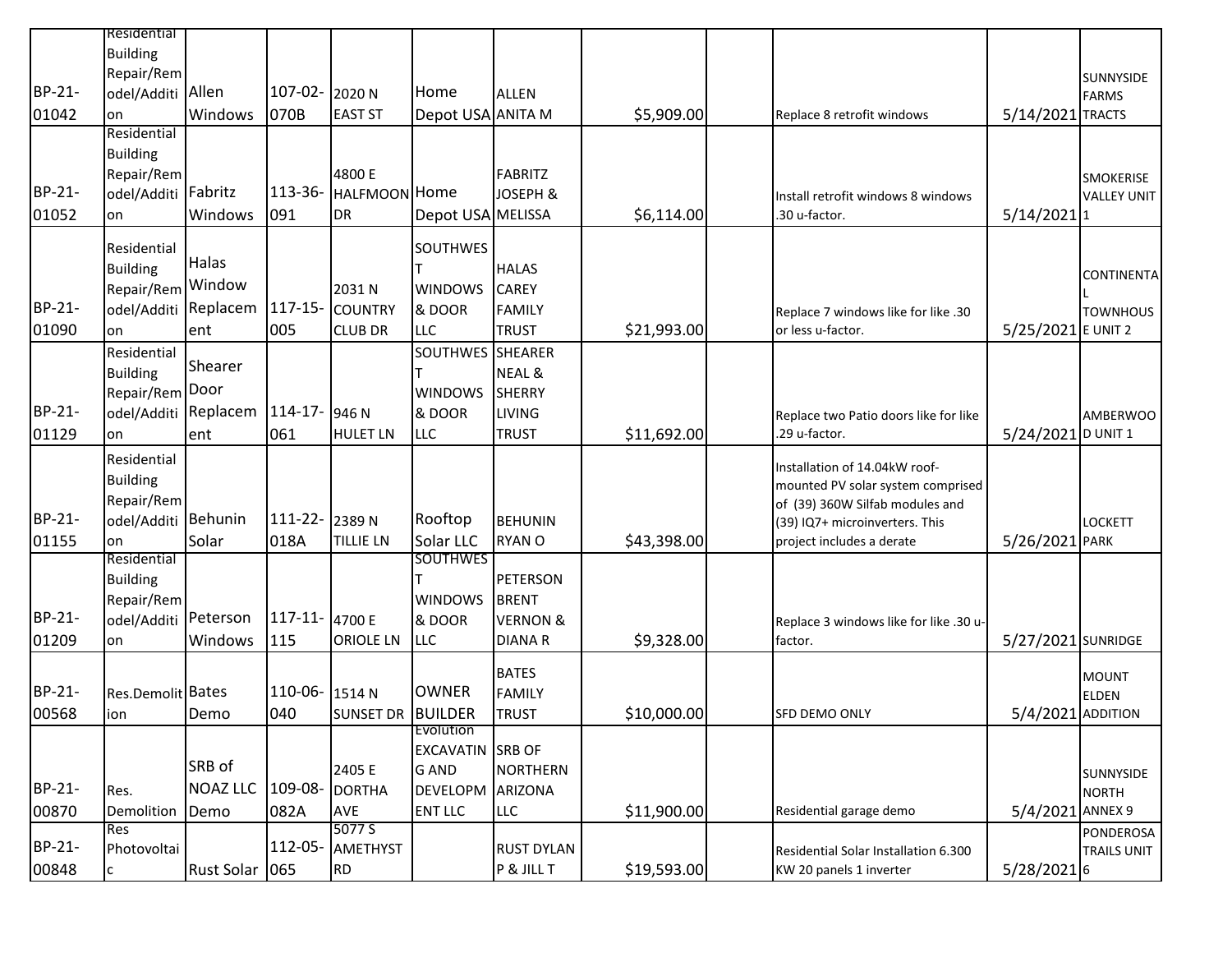| | | | | | | | | | | | |
|---|---|---|---|---|---|---|---|---|---|---|---|
| BP-21-01042 | Residential Building Repair/Remodel/Addition | Allen Windows | 107-02-070B | 2020 N EAST ST | Home Depot USA | ALLEN ANITA M | $5,909.00 | | Replace 8 retrofit windows | 5/14/2021 | SUNNYSIDE FARMS TRACTS |
| BP-21-01052 | Residential Building Repair/Remodel/Addition | Fabritz Windows | 113-36-091 | 4800 E HALFMOON DR | Home Depot USA | FABRITZ JOSEPH & MELISSA | $6,114.00 | | Install retrofit windows 8 windows .30 u-factor. | 5/14/2021 | SMOKERISE VALLEY UNIT 1 |
| BP-21-01090 | Residential Building Repair/Remodel/Addition | Halas Window Replacement | 117-15-005 | 2031 N COUNTRY CLUB DR | SOUTHWEST WINDOWS & DOOR LLC | HALAS CAREY FAMILY TRUST | $21,993.00 | | Replace 7 windows like for like .30 or less u-factor. | 5/25/2021 | CONTINENTAL TOWNHOUSE UNIT 2 |
| BP-21-01129 | Residential Building Repair/Remodel/Addition | Shearer Door Replacement | 114-17-061 | 946 N HULET LN | SOUTHWEST WINDOWS & DOOR LLC | SHEARER NEAL & SHERRY LIVING TRUST | $11,692.00 | | Replace two Patio doors like for like .29 u-factor. | 5/24/2021 | AMBERWOOD UNIT 1 |
| BP-21-01155 | Residential Building Repair/Remodel/Addition | Behunin Solar | 111-22-018A | 2389 N TILLIE LN | Rooftop Solar LLC | BEHUNIN RYAN O | $43,398.00 | | Installation of 14.04kW roof-mounted PV solar system comprised of (39) 360W Silfab modules and (39) IQ7+ microinverters. This project includes a derate | 5/26/2021 | LOCKETT PARK |
| BP-21-01209 | Residential Building Repair/Remodel/Addition | Peterson Windows | 117-11-115 | 4700 E ORIOLE LN | SOUTHWEST WINDOWS & DOOR LLC | PETERSON BRENT VERNON & DIANA R | $9,328.00 | | Replace 3 windows like for like .30 u-factor. | 5/27/2021 | SUNRIDGE |
| BP-21-00568 | Res.Demolition | Bates Demo | 110-06-040 | 1514 N SUNSET DR | OWNER BUILDER | BATES FAMILY TRUST | $10,000.00 | | SFD DEMO ONLY | 5/4/2021 | MOUNT ELDEN ADDITION |
| BP-21-00870 | Res. Demolition | SRB of NOAZ LLC Demo | 109-08-082A | 2405 E DORTHA AVE | Evolution EXCAVATING AND DEVELOPMENT LLC | SRB OF NORTHERN ARIZONA LLC | $11,900.00 | | Residential garage demo | 5/4/2021 | SUNNYSIDE NORTH ANNEX 9 |
| BP-21-00848 | Res Photovoltaic | Rust Solar | 112-05-065 | 5077 S AMETHYST RD | | RUST DYLAN P & JILL T | $19,593.00 | | Residential Solar Installation 6.300 KW 20 panels 1 inverter | 5/28/2021 | PONDEROSA TRAILS UNIT 6 |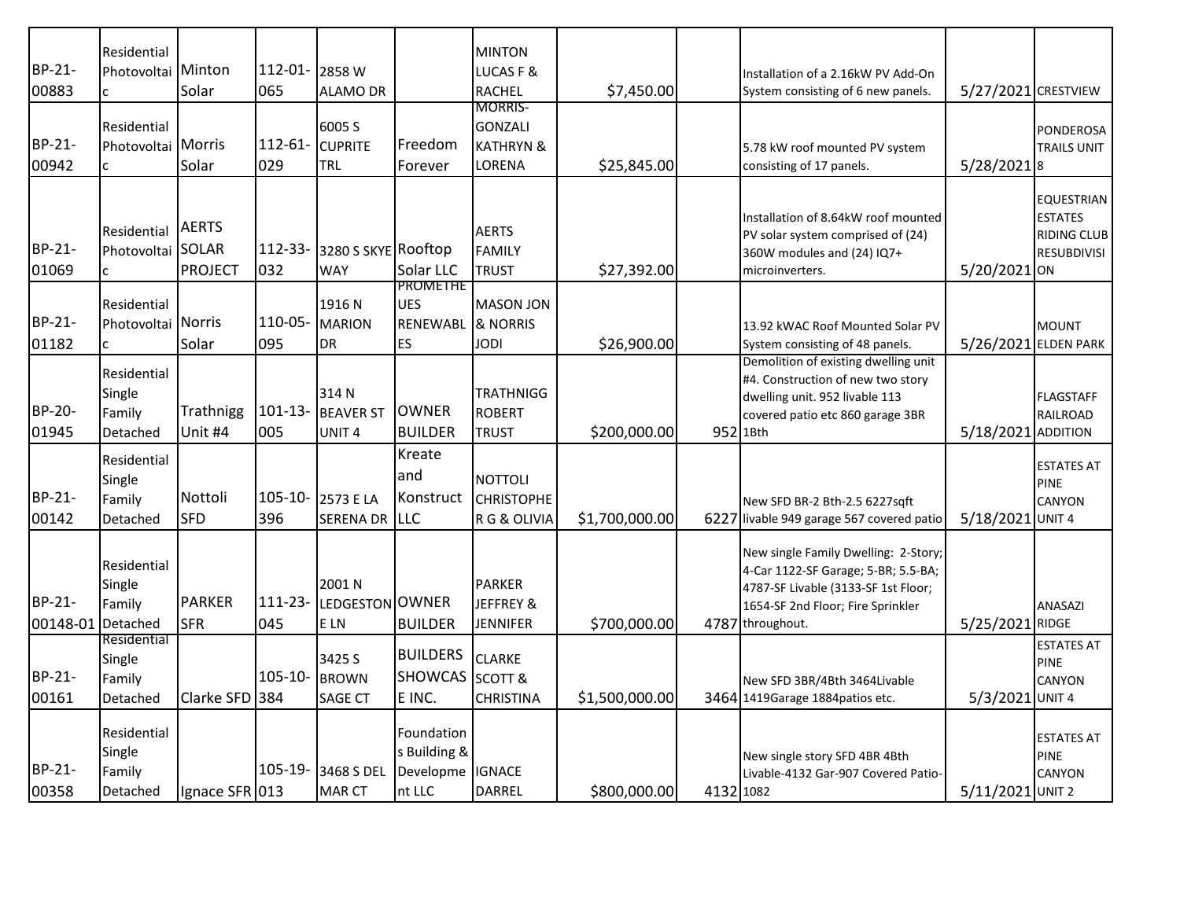| | | | | | | | | | | | |
|---|---|---|---|---|---|---|---|---|---|---|---|
| BP-21-00883 | Residential Photovoltaic | Minton Solar | 112-01-065 | 2858 W ALAMO DR | | MINTON LUCAS F & RACHEL | $7,450.00 | | Installation of a 2.16kW PV Add-On System consisting of 6 new panels. | 5/27/2021 | CRESTVIEW |
| BP-21-00942 | Residential Photovoltaic | Morris Solar | 112-61-029 | 6005 S CUPRITE TRL | Freedom Forever | MORRIS-GONZALI KATHRYN & LORENA | $25,845.00 | | 5.78 kW roof mounted PV system consisting of 17 panels. | 5/28/2021 | PONDEROSA TRAILS UNIT 8 |
| BP-21-01069 | Residential Photovoltaic | AERTS SOLAR PROJECT | 112-33-032 | 3280 S SKYE WAY | Rooftop Solar LLC | AERTS FAMILY TRUST | $27,392.00 | | Installation of 8.64kW roof mounted PV solar system comprised of (24) 360W modules and (24) IQ7+ microinverters. | 5/20/2021 | EQUESTRIAN ESTATES RIDING CLUB RESUBDIVISION |
| BP-21-01182 | Residential Photovoltaic | Norris Solar | 110-05-095 | 1916 N MARION DR | PROMETHEUES RENEWABLES | MASON JON & NORRIS JODI | $26,900.00 | | 13.92 kWAC Roof Mounted Solar PV System consisting of 48 panels. | 5/26/2021 | MOUNT ELDEN PARK |
| BP-20-01945 | Residential Single Family Detached | Trathnigg Unit #4 | 101-13-005 | 314 N BEAVER ST UNIT 4 | OWNER BUILDER | TRATHNIGG ROBERT TRUST | $200,000.00 | 952 | Demolition of existing dwelling unit #4. Construction of new two story dwelling unit. 952 livable 113 covered patio etc 860 garage 3BR 1Bth | 5/18/2021 | FLAGSTAFF RAILROAD ADDITION |
| BP-21-00142 | Residential Single Family Detached | Nottoli SFD | 105-10-396 | 2573 E LA SERENA DR | Kreate and Konstruct LLC | NOTTOLI CHRISTOPHER G & OLIVIA | $1,700,000.00 | 6227 | New SFD BR-2 Bth-2.5 6227sqft livable 949 garage 567 covered patio | 5/18/2021 | ESTATES AT PINE CANYON UNIT 4 |
| BP-21-00148-01 | Residential Single Family Detached | PARKER SFR | 111-23-045 | 2001 N LEDGESTONE LN | OWNER BUILDER | PARKER JEFFREY & JENNIFER | $700,000.00 | 4787 | New single Family Dwelling: 2-Story; 4-Car 1122-SF Garage; 5-BR; 5.5-BA; 4787-SF Livable (3133-SF 1st Floor; 1654-SF 2nd Floor; Fire Sprinkler throughout. | 5/25/2021 | ANASAZI RIDGE |
| BP-21-00161 | Residential Single Family Detached | Clarke SFD | 105-10-384 | 3425 S BROWN SAGE CT | BUILDERS SHOWCASE INC. | CLARKE SCOTT & CHRISTINA | $1,500,000.00 | 3464 | New SFD 3BR/4Bth 3464Livable 1419Garage 1884patios etc. | 5/3/2021 | ESTATES AT PINE CANYON UNIT 4 |
| BP-21-00358 | Residential Single Family Detached | Ignace SFR | 105-19-013 | 3468 S DEL MAR CT | Foundations Building & Development LLC | IGNACE DARREL | $800,000.00 | 4132 | New single story SFD 4BR 4Bth Livable-4132 Gar-907 Covered Patio-1082 | 5/11/2021 | ESTATES AT PINE CANYON UNIT 2 |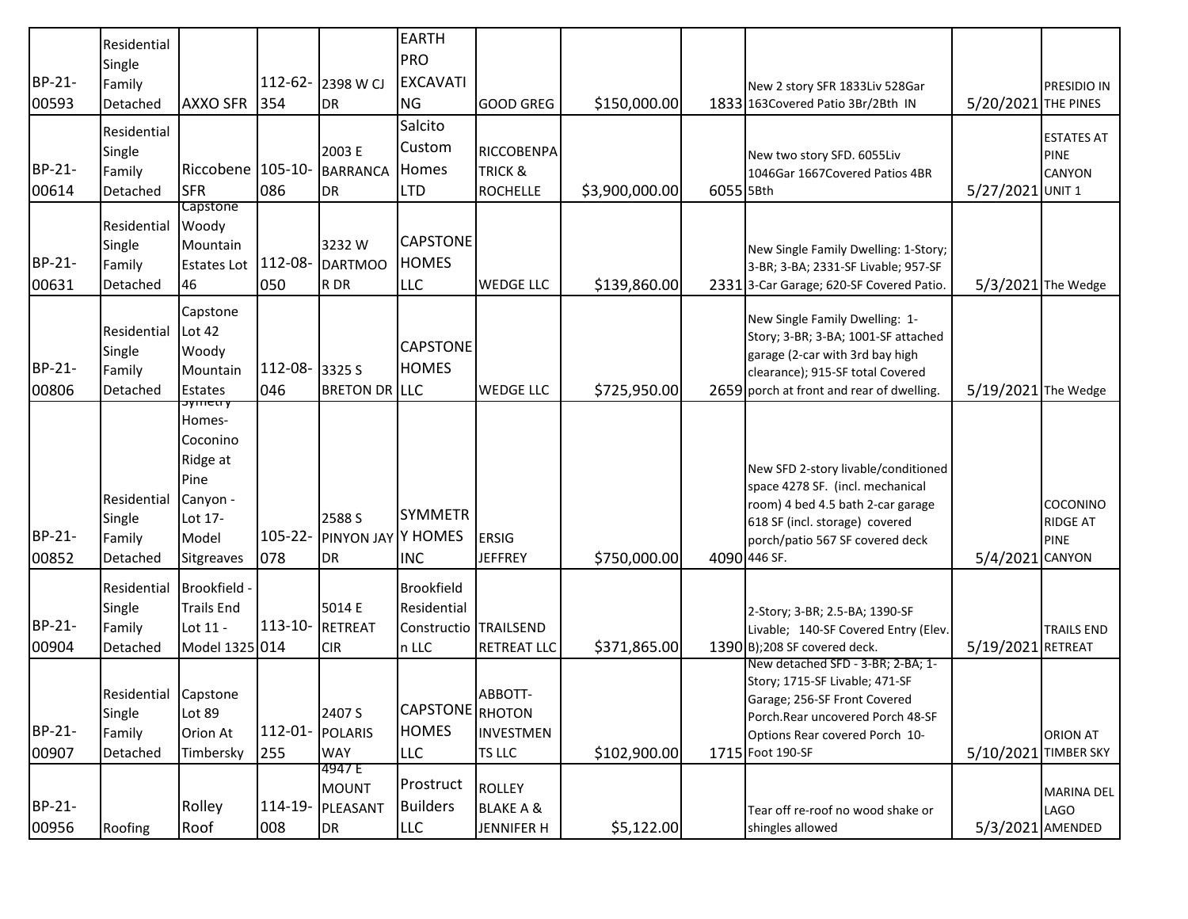| | | | | | | | | | | | |
|---|---|---|---|---|---|---|---|---|---|---|---|
| BP-21-00593 | Residential Single Family Detached | AXXO SFR | 112-62-354 | 2398 W CJ DR | EARTH PRO EXCAVATING | GOOD GREG | $150,000.00 | 1833 | New 2 story SFR 1833Liv 528Gar 163Covered Patio 3Br/2Bth IN | 5/20/2021 | PRESIDIO IN THE PINES |
| BP-21-00614 | Residential Single Family Detached | Riccobene SFR | 105-10-086 | 2003 E BARRANCA DR | Salcito Custom Homes LTD | RICCOBENPATRICK & ROCHELLE | $3,900,000.00 | 6055 | New two story SFD. 6055Liv 1046Gar 1667Covered Patios 4BR 5Bth | 5/27/2021 | ESTATES AT PINE CANYON UNIT 1 |
| BP-21-00631 | Residential Single Family Detached | Capstone Woody Mountain Estates Lot 46 | 112-08-050 | 3232 W DARTMOOR DR | CAPSTONE HOMES LLC | WEDGE LLC | $139,860.00 | 2331 | New Single Family Dwelling: 1-Story; 3-BR; 3-BA; 2331-SF Livable; 957-SF 3-Car Garage; 620-SF Covered Patio. | 5/3/2021 | The Wedge |
| BP-21-00806 | Residential Single Family Detached | Capstone Lot 42 Woody Mountain Estates | 112-08-046 | 3325 S BRETON DR | CAPSTONE HOMES LLC | WEDGE LLC | $725,950.00 | 2659 | New Single Family Dwelling: 1-Story; 3-BR; 3-BA; 1001-SF attached garage (2-car with 3rd bay high clearance); 915-SF total Covered porch at front and rear of dwelling. | 5/19/2021 | The Wedge |
| BP-21-00852 | Residential Single Family Detached | Symetry Homes-Coconino Ridge at Pine Canyon - Lot 17-Model Sitgreaves | 105-22-078 | 2588 S PINYON JAY DR | SYMMETRY HOMES INC | ERSIG JEFFREY | $750,000.00 | 4090 | New SFD 2-story livable/conditioned space 4278 SF. (incl. mechanical room) 4 bed 4.5 bath 2-car garage 618 SF (incl. storage) covered porch/patio 567 SF covered deck 446 SF. | 5/4/2021 | COCONINO RIDGE AT PINE CANYON |
| BP-21-00904 | Residential Single Family Detached | Brookfield - Trails End Lot 11 - Model 1325 | 113-10-014 | 5014 E RETREAT CIR | Brookfield Residential Construction LLC | TRAILSEND RETREAT LLC | $371,865.00 | 1390 | 2-Story; 3-BR; 2.5-BA; 1390-SF Livable; 140-SF Covered Entry (Elev. B);208 SF covered deck. | 5/19/2021 | TRAILS END RETREAT |
| BP-21-00907 | Residential Single Family Detached | Capstone Lot 89 Orion At Timbersky | 112-01-255 | 2407 S POLARIS WAY | CAPSTONE HOMES LLC | ABBOTT-RHOTON INVESTMENTS LLC | $102,900.00 | 1715 | New detached SFD - 3-BR; 2-BA; 1-Story; 1715-SF Livable; 471-SF Garage; 256-SF Front Covered Porch.Rear uncovered Porch 48-SF Options Rear covered Porch 10-Foot 190-SF | 5/10/2021 | ORION AT TIMBER SKY |
| BP-21-00956 | Roofing | Rolley Roof | 114-19-008 | 4947 E MOUNT PLEASANT DR | Prostruct Builders LLC | ROLLEY BLAKE A & JENNIFER H | $5,122.00 | | Tear off re-roof no wood shake or shingles allowed | 5/3/2021 | MARINA DEL LAGO AMENDED |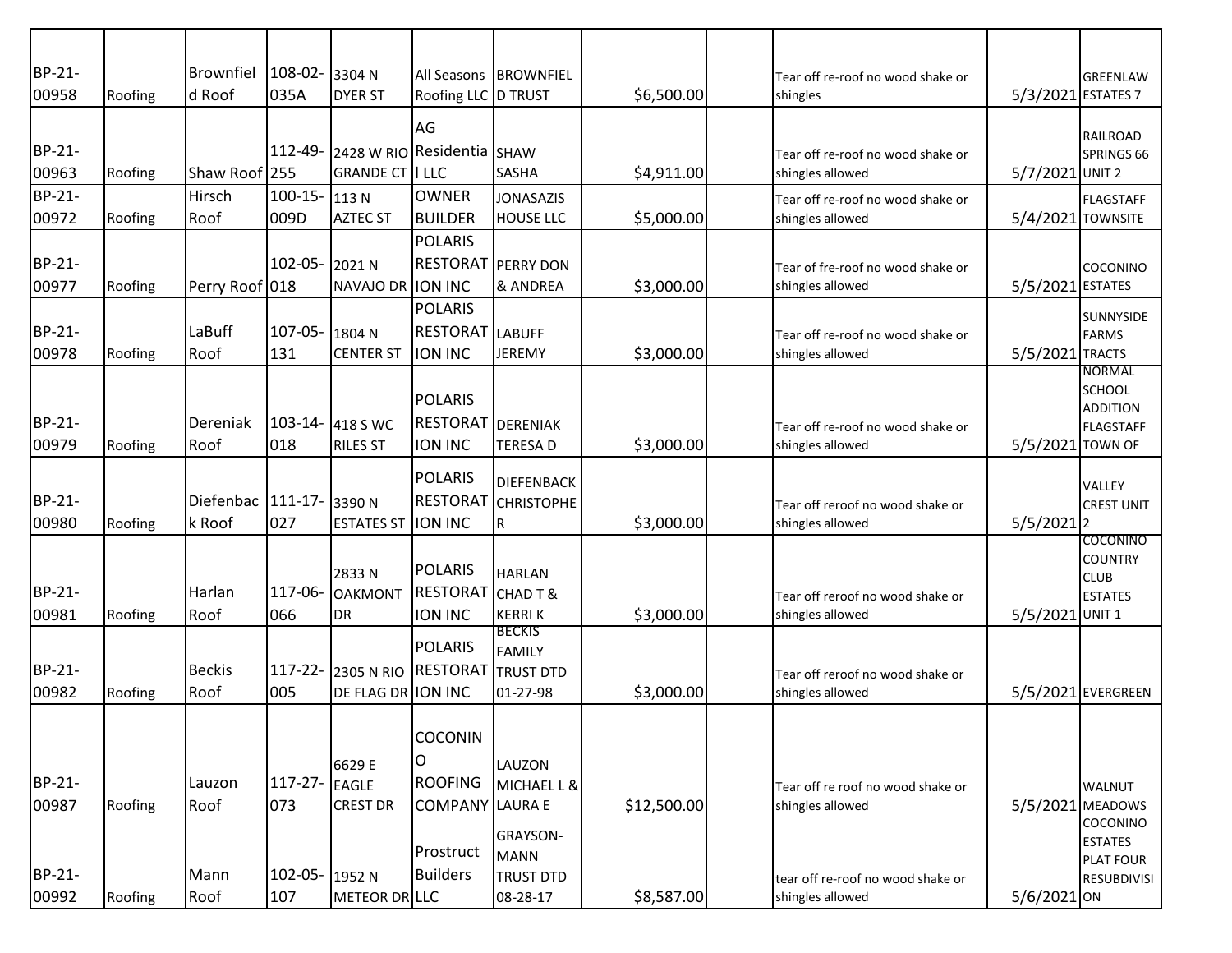| | | | | | | | | | | | |
|---|---|---|---|---|---|---|---|---|---|---|---|
| BP-21-00958 | Roofing | Brownfield Roof | 108-02-035A | 3304 N DYER ST | All Seasons Roofing LLC | BROWNFIELD TRUST | $6,500.00 | | Tear off re-roof no wood shake or shingles | 5/3/2021 | GREENLAW ESTATES 7 |
| BP-21-00963 | Roofing | Shaw Roof | 112-49-255 | 2428 W RIO GRANDE CT | AG Residential LLC | SHAW SASHA | $4,911.00 | | Tear off re-roof no wood shake or shingles allowed | 5/7/2021 | RAILROAD SPRINGS 66 UNIT 2 |
| BP-21-00972 | Roofing | Hirsch Roof | 100-15-009D | 113 N AZTEC ST | OWNER BUILDER | JONASAZIS HOUSE LLC | $5,000.00 | | Tear off re-roof no wood shake or shingles allowed | 5/4/2021 | FLAGSTAFF TOWNSITE |
| BP-21-00977 | Roofing | Perry Roof | 102-05-018 | 2021 N NAVAJO DR | POLARIS RESTORATION INC | PERRY DON & ANDREA | $3,000.00 | | Tear of fre-roof no wood shake or shingles allowed | 5/5/2021 | COCONINO ESTATES |
| BP-21-00978 | Roofing | LaBuff Roof | 107-05-131 | 1804 N CENTER ST | POLARIS RESTORATION INC | LABUFF JEREMY | $3,000.00 | | Tear off re-roof no wood shake or shingles allowed | 5/5/2021 | SUNNYSIDE FARMS TRACTS |
| BP-21-00979 | Roofing | Dereniak Roof | 103-14-018 | 418 S WC RILES ST | POLARIS RESTORATION INC | DERENIAK TERESA D | $3,000.00 | | Tear off re-roof no wood shake or shingles allowed | 5/5/2021 | NORMAL SCHOOL ADDITION FLAGSTAFF TOWN OF |
| BP-21-00980 | Roofing | Diefenback Roof | 111-17-027 | 3390 N ESTATES ST | POLARIS RESTORATION INC | DIEFENBACK CHRISTOPHER | $3,000.00 | | Tear off reroof no wood shake or shingles allowed | 5/5/2021 | VALLEY CREST UNIT 2 |
| BP-21-00981 | Roofing | Harlan Roof | 117-06-066 | 2833 N OAKMONT DR | POLARIS RESTORATION INC | HARLAN CHAD T & KERRI K | $3,000.00 | | Tear off reroof no wood shake or shingles allowed | 5/5/2021 | COCONINO COUNTRY CLUB ESTATES UNIT 1 |
| BP-21-00982 | Roofing | Beckis Roof | 117-22-005 | 2305 N RIO DE FLAG DR | POLARIS RESTORATION INC | BECKIS FAMILY TRUST DTD 01-27-98 | $3,000.00 | | Tear off reroof no wood shake or shingles allowed | 5/5/2021 | EVERGREEN |
| BP-21-00987 | Roofing | Lauzon Roof | 117-27-073 | 6629 E EAGLE CREST DR | COCONINO ROOFING COMPANY | LAUZON MICHAEL L & LAURA E | $12,500.00 | | Tear off re roof no wood shake or shingles allowed | 5/5/2021 | WALNUT MEADOWS |
| BP-21-00992 | Roofing | Mann Roof | 102-05-107 | 1952 N METEOR DR | Prostruct Builders LLC | GRAYSON-MANN TRUST DTD 08-28-17 | $8,587.00 | | tear off re-roof no wood shake or shingles allowed | 5/6/2021 | COCONINO ESTATES PLAT FOUR RESUBDIVISION |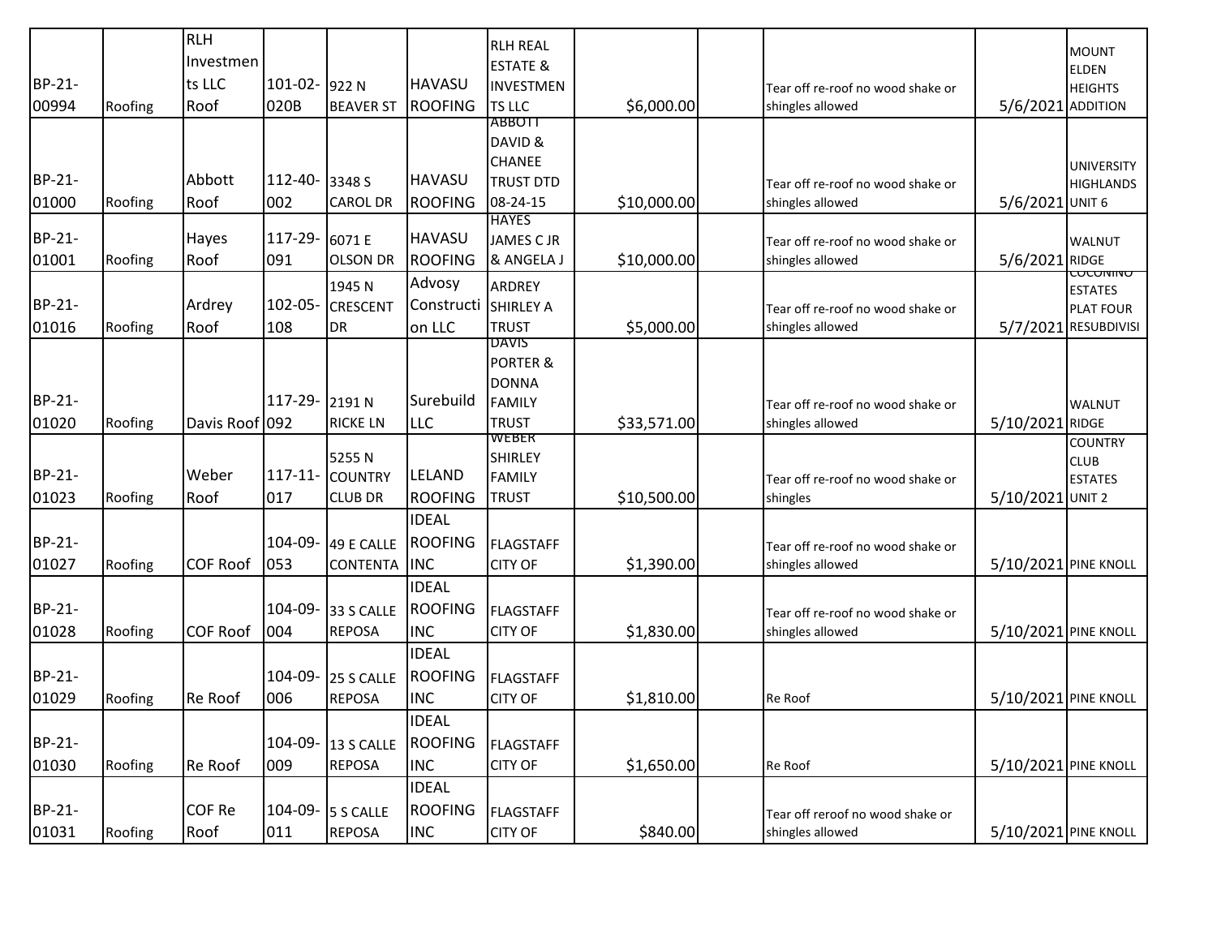| | | | | | | | | | | | |
|---|---|---|---|---|---|---|---|---|---|---|---|
| BP-21-00994 | Roofing | RLH Investments LLC Roof | 101-02-020B | 922 N BEAVER ST | HAVASU ROOFING | RLH REAL ESTATE & INVESTMENTS LLC | $6,000.00 | | Tear off re-roof no wood shake or shingles allowed | 5/6/2021 | MOUNT ELDEN HEIGHTS ADDITION |
| BP-21-01000 | Roofing | Abbott Roof | 112-40-002 | 3348 S CAROL DR | HAVASU ROOFING | ABBOTT DAVID & CHANEE TRUST DTD 08-24-15 | $10,000.00 | | Tear off re-roof no wood shake or shingles allowed | 5/6/2021 | UNIVERSITY HIGHLANDS UNIT 6 |
| BP-21-01001 | Roofing | Hayes Roof | 117-29-091 | 6071 E OLSON DR | HAVASU ROOFING | HAYES JAMES C JR & ANGELA J | $10,000.00 | | Tear off re-roof no wood shake or shingles allowed | 5/6/2021 | WALNUT RIDGE |
| BP-21-01016 | Roofing | Ardrey Roof | 102-05-108 | 1945 N CRESCENT DR | Advosy Construction LLC | ARDREY SHIRLEY A TRUST | $5,000.00 | | Tear off re-roof no wood shake or shingles allowed | 5/7/2021 | COCONINO ESTATES PLAT FOUR RESUBDIVISI |
| BP-21-01020 | Roofing | Davis Roof | 117-29-092 | 2191 N RICKE LN | Surebuild LLC | DAVIS PORTER & DONNA FAMILY TRUST | $33,571.00 | | Tear off re-roof no wood shake or shingles allowed | 5/10/2021 | WALNUT RIDGE |
| BP-21-01023 | Roofing | Weber Roof | 117-11-017 | 5255 N COUNTRY CLUB DR | LELAND ROOFING | WEBER SHIRLEY FAMILY TRUST | $10,500.00 | | Tear off re-roof no wood shake or shingles | 5/10/2021 | COUNTRY CLUB ESTATES UNIT 2 |
| BP-21-01027 | Roofing | COF Roof | 104-09-053 | 49 E CALLE CONTENTA | IDEAL ROOFING INC | FLAGSTAFF CITY OF | $1,390.00 | | Tear off re-roof no wood shake or shingles allowed | 5/10/2021 | PINE KNOLL |
| BP-21-01028 | Roofing | COF Roof | 104-09-004 | 33 S CALLE REPOSA | IDEAL ROOFING INC | FLAGSTAFF CITY OF | $1,830.00 | | Tear off re-roof no wood shake or shingles allowed | 5/10/2021 | PINE KNOLL |
| BP-21-01029 | Roofing | Re Roof | 104-09-006 | 25 S CALLE REPOSA | IDEAL ROOFING INC | FLAGSTAFF CITY OF | $1,810.00 | | Re Roof | 5/10/2021 | PINE KNOLL |
| BP-21-01030 | Roofing | Re Roof | 104-09-009 | 13 S CALLE REPOSA | IDEAL ROOFING INC | FLAGSTAFF CITY OF | $1,650.00 | | Re Roof | 5/10/2021 | PINE KNOLL |
| BP-21-01031 | Roofing | COF Re Roof | 104-09-011 | 5 S CALLE REPOSA | IDEAL ROOFING INC | FLAGSTAFF CITY OF | $840.00 | | Tear off reroof no wood shake or shingles allowed | 5/10/2021 | PINE KNOLL |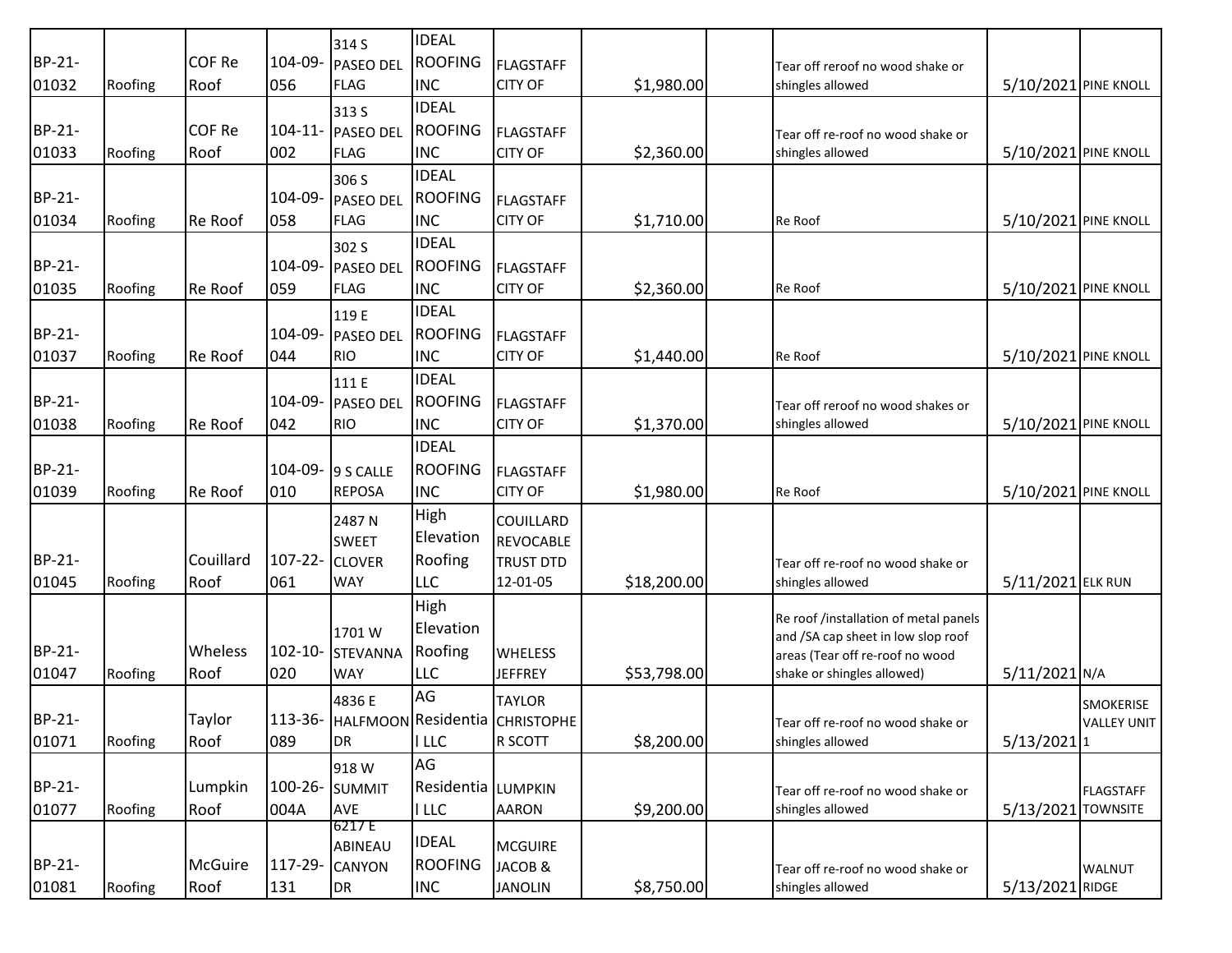| | | | | | | | | | | | |
|---|---|---|---|---|---|---|---|---|---|---|---|
| BP-21-01032 | Roofing | COF Re Roof | 104-09-056 | 314 S PASEO DEL FLAG | IDEAL ROOFING INC | FLAGSTAFF CITY OF | $1,980.00 | | Tear off reroof no wood shake or shingles allowed | 5/10/2021 | PINE KNOLL |
| BP-21-01033 | Roofing | COF Re Roof | 104-11-002 | 313 S PASEO DEL FLAG | IDEAL ROOFING INC | FLAGSTAFF CITY OF | $2,360.00 | | Tear off re-roof no wood shake or shingles allowed | 5/10/2021 | PINE KNOLL |
| BP-21-01034 | Roofing | Re Roof | 104-09-058 | 306 S PASEO DEL FLAG | IDEAL ROOFING INC | FLAGSTAFF CITY OF | $1,710.00 | | Re Roof | 5/10/2021 | PINE KNOLL |
| BP-21-01035 | Roofing | Re Roof | 104-09-059 | 302 S PASEO DEL FLAG | IDEAL ROOFING INC | FLAGSTAFF CITY OF | $2,360.00 | | Re Roof | 5/10/2021 | PINE KNOLL |
| BP-21-01037 | Roofing | Re Roof | 104-09-044 | 119 E PASEO DEL RIO | IDEAL ROOFING INC | FLAGSTAFF CITY OF | $1,440.00 | | Re Roof | 5/10/2021 | PINE KNOLL |
| BP-21-01038 | Roofing | Re Roof | 104-09-042 | 111 E PASEO DEL RIO | IDEAL ROOFING INC | FLAGSTAFF CITY OF | $1,370.00 | | Tear off reroof no wood shakes or shingles allowed | 5/10/2021 | PINE KNOLL |
| BP-21-01039 | Roofing | Re Roof | 104-09-010 | 9 S CALLE REPOSA | IDEAL ROOFING INC | FLAGSTAFF CITY OF | $1,980.00 | | Re Roof | 5/10/2021 | PINE KNOLL |
| BP-21-01045 | Roofing | Couillard Roof | 107-22-061 | 2487 N SWEET CLOVER WAY | High Elevation Roofing LLC | COUILLARD REVOCABLE TRUST DTD 12-01-05 | $18,200.00 | | Tear off re-roof no wood shake or shingles allowed | 5/11/2021 | ELK RUN |
| BP-21-01047 | Roofing | Wheless Roof | 102-10-020 | 1701 W STEVANNA WAY | High Elevation Roofing LLC | WHELESS JEFFREY | $53,798.00 | | Re roof /installation of metal panels and /SA cap sheet in low slop roof areas (Tear off re-roof no wood shake or shingles allowed) | 5/11/2021 | N/A |
| BP-21-01071 | Roofing | Taylor Roof | 113-36-089 | 4836 E HALFMOON DR | AG Residential LLC | TAYLOR CHRISTOPHER SCOTT | $8,200.00 | | Tear off re-roof no wood shake or shingles allowed | 5/13/2021 | SMOKERISE VALLEY UNIT 1 |
| BP-21-01077 | Roofing | Lumpkin Roof | 100-26-004A | 918 W SUMMIT AVE | AG Residential LLC | LUMPKIN AARON | $9,200.00 | | Tear off re-roof no wood shake or shingles allowed | 5/13/2021 | FLAGSTAFF TOWNSITE |
| BP-21-01081 | Roofing | McGuire Roof | 117-29-131 | 6217 E ABINEAU CANYON DR | IDEAL ROOFING INC | MCGUIRE JACOB & JANOLIN | $8,750.00 | | Tear off re-roof no wood shake or shingles allowed | 5/13/2021 | WALNUT RIDGE |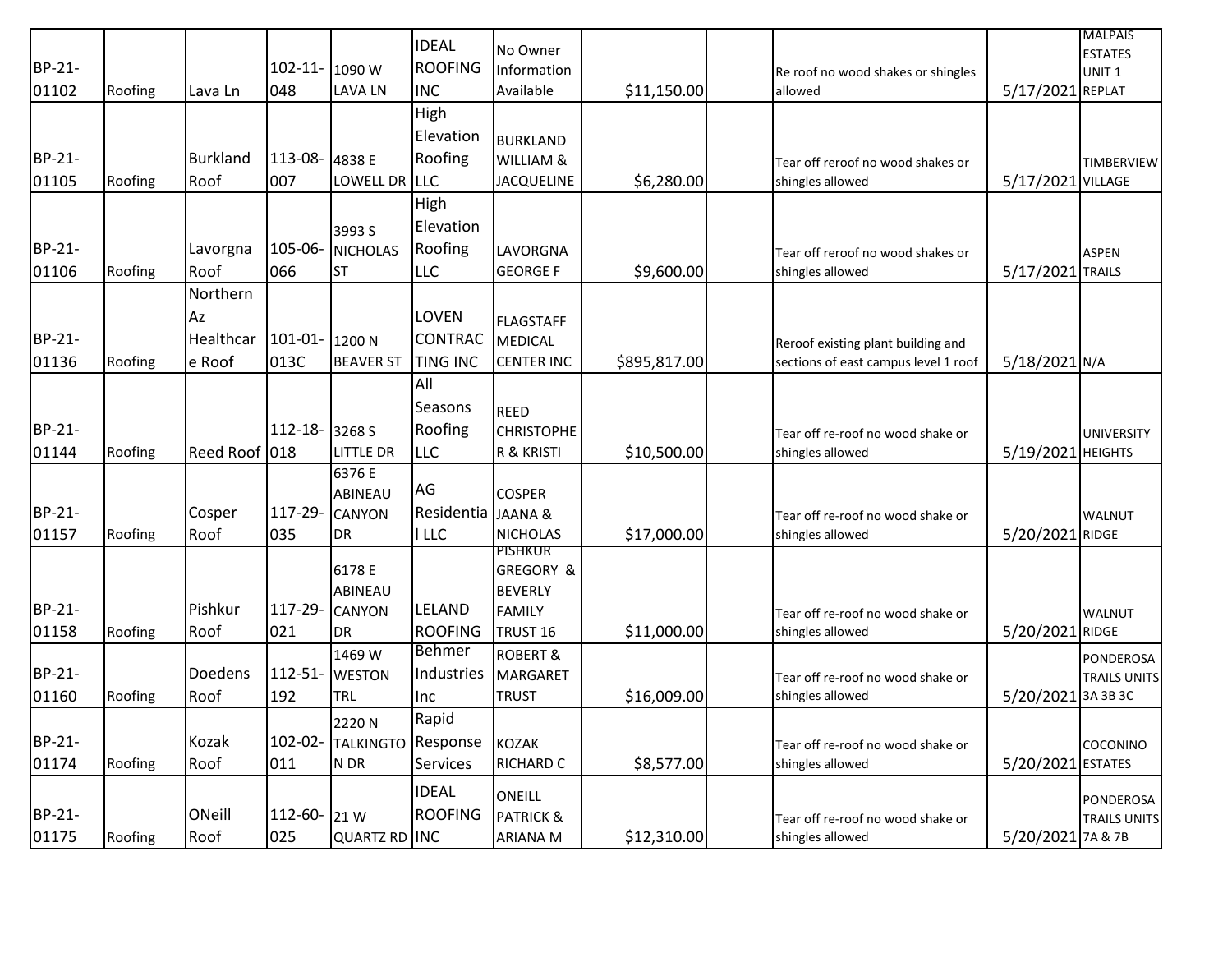| | | | | | | | | | | | |
|---|---|---|---|---|---|---|---|---|---|---|---|
| BP-21-01102 | Roofing | Lava Ln | 102-11-048 | 1090 W LAVA LN | IDEAL ROOFING INC | No Owner Information Available | $11,150.00 | | Re roof no wood shakes or shingles allowed | 5/17/2021 | MALPAIS ESTATES UNIT 1 REPLAT |
| BP-21-01105 | Roofing | Burkland Roof | 113-08-007 | 4838 E LOWELL DR | High Elevation Roofing LLC | BURKLAND WILLIAM & JACQUELINE | $6,280.00 | | Tear off reroof no wood shakes or shingles allowed | 5/17/2021 | TIMBERVIEW VILLAGE |
| BP-21-01106 | Roofing | Lavorgna Roof | 105-06-066 | 3993 S NICHOLAS ST | High Elevation Roofing LLC | LAVORGNA GEORGE F | $9,600.00 | | Tear off reroof no wood shakes or shingles allowed | 5/17/2021 | ASPEN TRAILS |
| BP-21-01136 | Roofing | Northern Az Healthcare Roof | 101-01-013C | 1200 N BEAVER ST | LOVEN CONTRACTING INC | FLAGSTAFF MEDICAL CENTER INC | $895,817.00 | | Reroof existing plant building and sections of east campus level 1 roof | 5/18/2021 | N/A |
| BP-21-01144 | Roofing | Reed Roof | 112-18-018 | 3268 S LITTLE DR | All Seasons Roofing LLC | REED CHRISTOPHER & KRISTI | $10,500.00 | | Tear off re-roof no wood shake or shingles allowed | 5/19/2021 | UNIVERSITY HEIGHTS |
| BP-21-01157 | Roofing | Cosper Roof | 117-29-035 | 6376 E ABINEAU CANYON DR | AG Residential LLC | COSPER JAANA & NICHOLAS | $17,000.00 | | Tear off re-roof no wood shake or shingles allowed | 5/20/2021 | WALNUT RIDGE |
| BP-21-01158 | Roofing | Pishkur Roof | 117-29-021 | 6178 E ABINEAU CANYON DR | LELAND ROOFING | PISHKUR GREGORY & BEVERLY FAMILY TRUST 16 | $11,000.00 | | Tear off re-roof no wood shake or shingles allowed | 5/20/2021 | WALNUT RIDGE |
| BP-21-01160 | Roofing | Doedens Roof | 112-51-192 | 1469 W WESTON TRL | Behmer Industries Inc | ROBERT & MARGARET TRUST | $16,009.00 | | Tear off re-roof no wood shake or shingles allowed | 5/20/2021 | PONDEROSA TRAILS UNITS 3A 3B 3C |
| BP-21-01174 | Roofing | Kozak Roof | 102-02-011 | 2220 N TALKINGTON DR | Rapid Response Services | KOZAK RICHARD C | $8,577.00 | | Tear off re-roof no wood shake or shingles allowed | 5/20/2021 | COCONINO ESTATES |
| BP-21-01175 | Roofing | ONeill Roof | 112-60-025 | 21 W QUARTZ RD | IDEAL ROOFING INC | ONEILL PATRICK & ARIANA M | $12,310.00 | | Tear off re-roof no wood shake or shingles allowed | 5/20/2021 | PONDEROSA TRAILS UNITS 7A & 7B |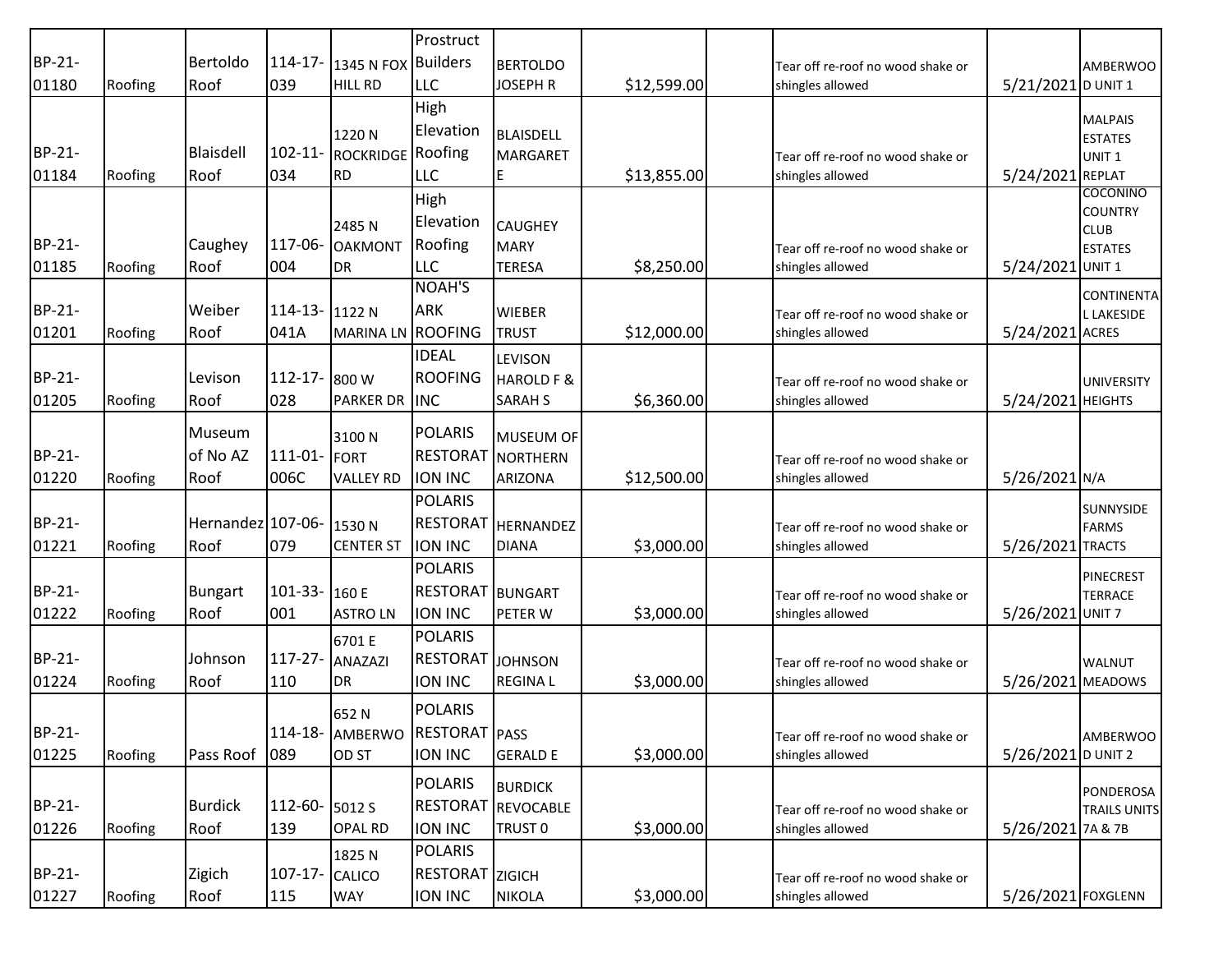| | | | | | | | | | | | |
|---|---|---|---|---|---|---|---|---|---|---|---|
| BP-21-01180 | Roofing | Bertoldo Roof | 114-17-039 | 1345 N FOX HILL RD | Prostruct Builders LLC | BERTOLDO JOSEPH R | $12,599.00 | | Tear off re-roof no wood shake or shingles allowed | 5/21/2021 | AMBERWOOD UNIT 1 |
| BP-21-01184 | Roofing | Blaisdell Roof | 102-11-034 | 1220 N ROCKRIDGE RD | High Elevation Roofing LLC | BLAISDELL MARGARET E | $13,855.00 | | Tear off re-roof no wood shake or shingles allowed | 5/24/2021 | MALPAIS ESTATES UNIT 1 REPLAT |
| BP-21-01185 | Roofing | Caughey Roof | 117-06-004 | 2485 N OAKMONT DR | High Elevation Roofing LLC | CAUGHEY MARY TERESA | $8,250.00 | | Tear off re-roof no wood shake or shingles allowed | 5/24/2021 | COCONINO COUNTRY CLUB ESTATES UNIT 1 |
| BP-21-01201 | Roofing | Weiber Roof | 114-13-041A | 1122 N MARINA LN | NOAH'S ARK ROOFING | WIEBER TRUST | $12,000.00 | | Tear off re-roof no wood shake or shingles allowed | 5/24/2021 | CONTINENTAL LAKESIDE ACRES |
| BP-21-01205 | Roofing | Levison Roof | 112-17-028 | 800 W PARKER DR | IDEAL ROOFING INC | LEVISON HAROLD F & SARAH S | $6,360.00 | | Tear off re-roof no wood shake or shingles allowed | 5/24/2021 | UNIVERSITY HEIGHTS |
| BP-21-01220 | Roofing | Museum of No AZ Roof | 111-01-006C | 3100 N FORT VALLEY RD | POLARIS RESTORATION INC | MUSEUM OF NORTHERN ARIZONA | $12,500.00 | | Tear off re-roof no wood shake or shingles allowed | 5/26/2021 | N/A |
| BP-21-01221 | Roofing | Hernandez Roof | 107-06-079 | 1530 N CENTER ST | POLARIS RESTORATION INC | HERNANDEZ DIANA | $3,000.00 | | Tear off re-roof no wood shake or shingles allowed | 5/26/2021 | SUNNYSIDE FARMS TRACTS |
| BP-21-01222 | Roofing | Bungart Roof | 101-33-001 | 160 E ASTRO LN | POLARIS RESTORATION INC | BUNGART PETER W | $3,000.00 | | Tear off re-roof no wood shake or shingles allowed | 5/26/2021 | PINECREST TERRACE UNIT 7 |
| BP-21-01224 | Roofing | Johnson Roof | 117-27-110 | 6701 E ANAZAZI DR | POLARIS RESTORATION INC | JOHNSON REGINA L | $3,000.00 | | Tear off re-roof no wood shake or shingles allowed | 5/26/2021 | WALNUT MEADOWS |
| BP-21-01225 | Roofing | Pass Roof | 114-18-089 | 652 N AMBERWOOD ST | POLARIS RESTORATION INC | PASS GERALD E | $3,000.00 | | Tear off re-roof no wood shake or shingles allowed | 5/26/2021 | AMBERWOOD UNIT 2 |
| BP-21-01226 | Roofing | Burdick Roof | 112-60-139 | 5012 S OPAL RD | POLARIS RESTORATION INC | BURDICK REVOCABLE TRUST 0 | $3,000.00 | | Tear off re-roof no wood shake or shingles allowed | 5/26/2021 | PONDEROSA TRAILS UNITS 7A & 7B |
| BP-21-01227 | Roofing | Zigich Roof | 107-17-115 | 1825 N CALICO WAY | POLARIS RESTORATION INC | ZIGICH NIKOLA | $3,000.00 | | Tear off re-roof no wood shake or shingles allowed | 5/26/2021 | FOXGLENN |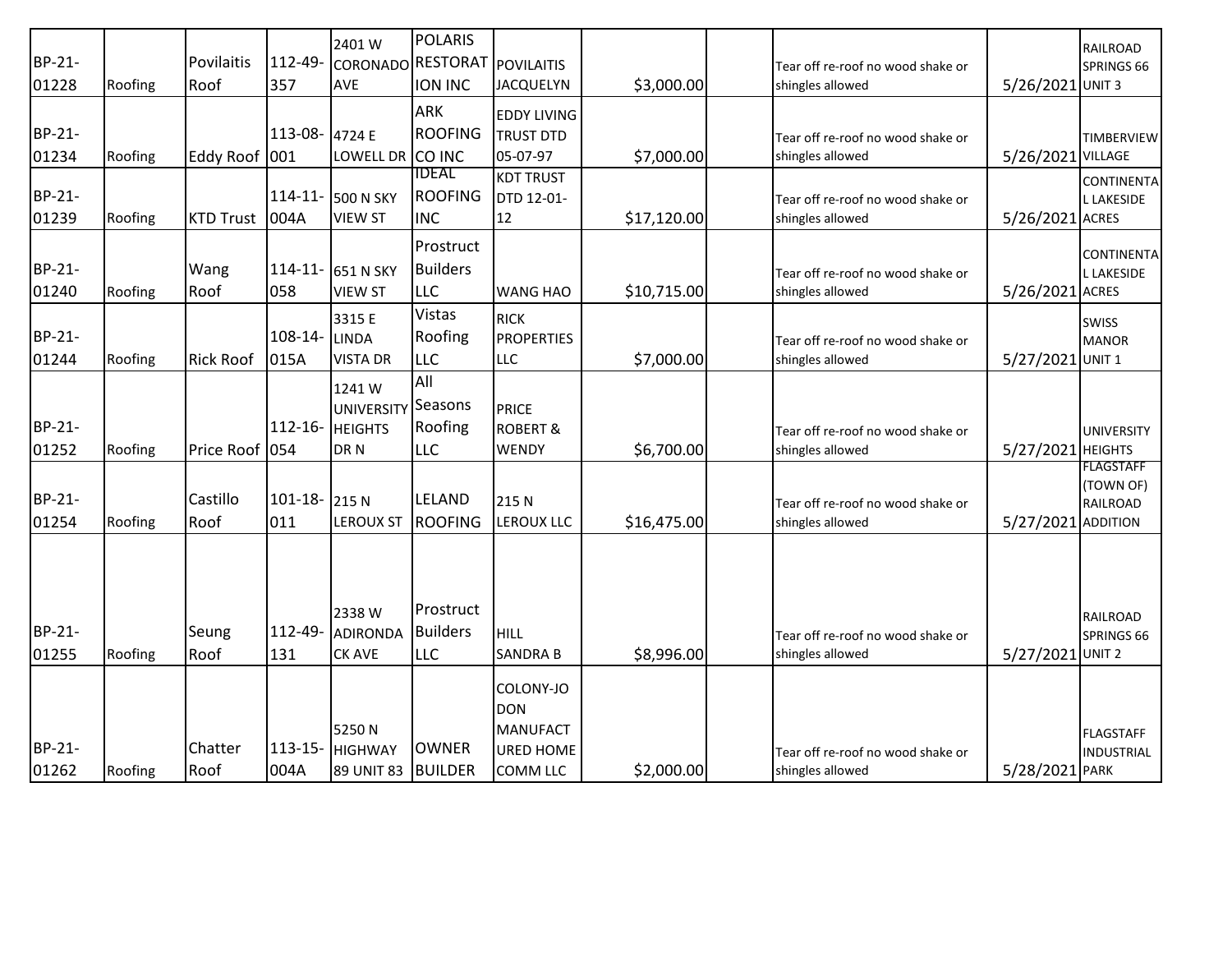| | | | | | | | | | | | |
|---|---|---|---|---|---|---|---|---|---|---|---|
| BP-21-01228 | Roofing | Povilaitis Roof | 112-49-357 | 2401 W CORONADO AVE | POLARIS RESTORATION INC | POVILAITIS JACQUELYN | $3,000.00 | | Tear off re-roof no wood shake or shingles allowed | 5/26/2021 | RAILROAD SPRINGS 66 UNIT 3 |
| BP-21-01234 | Roofing | Eddy Roof | 113-08-001 | 4724 E LOWELL DR | ARK ROOFING CO INC | EDDY LIVING TRUST DTD 05-07-97 | $7,000.00 | | Tear off re-roof no wood shake or shingles allowed | 5/26/2021 | TIMBERVIEW VILLAGE |
| BP-21-01239 | Roofing | KTD Trust | 114-11-004A | 500 N SKY VIEW ST | IDEAL ROOFING INC | KDT TRUST DTD 12-01-12 | $17,120.00 | | Tear off re-roof no wood shake or shingles allowed | 5/26/2021 | CONTINENTAL LAKESIDE ACRES |
| BP-21-01240 | Roofing | Wang Roof | 114-11-058 | 651 N SKY VIEW ST | Prostruct Builders LLC | WANG HAO | $10,715.00 | | Tear off re-roof no wood shake or shingles allowed | 5/26/2021 | CONTINENTAL LAKESIDE ACRES |
| BP-21-01244 | Roofing | Rick Roof | 108-14-015A | 3315 E LINDA VISTA DR | Vistas Roofing LLC | RICK PROPERTIES LLC | $7,000.00 | | Tear off re-roof no wood shake or shingles allowed | 5/27/2021 | SWISS MANOR UNIT 1 |
| BP-21-01252 | Roofing | Price Roof | 112-16-054 | 1241 W UNIVERSITY HEIGHTS DR N | All Seasons Roofing LLC | PRICE ROBERT & WENDY | $6,700.00 | | Tear off re-roof no wood shake or shingles allowed | 5/27/2021 | UNIVERSITY HEIGHTS |
| BP-21-01254 | Roofing | Castillo Roof | 101-18-011 | 215 N LEROUX ST | LELAND ROOFING | 215 N LEROUX LLC | $16,475.00 | | Tear off re-roof no wood shake or shingles allowed | 5/27/2021 | FLAGSTAFF (TOWN OF) RAILROAD ADDITION |
| BP-21-01255 | Roofing | Seung Roof | 112-49-131 | 2338 W ADIRONDACK AVE | Prostruct Builders LLC | HILL SANDRA B | $8,996.00 | | Tear off re-roof no wood shake or shingles allowed | 5/27/2021 | RAILROAD SPRINGS 66 UNIT 2 |
| BP-21-01262 | Roofing | Chatter Roof | 113-15-004A | 5250 N HIGHWAY 89 UNIT 83 | OWNER BUILDER | COLONY-JODON MANUFACTURED HOME COMM LLC | $2,000.00 | | Tear off re-roof no wood shake or shingles allowed | 5/28/2021 | FLAGSTAFF INDUSTRIAL PARK |